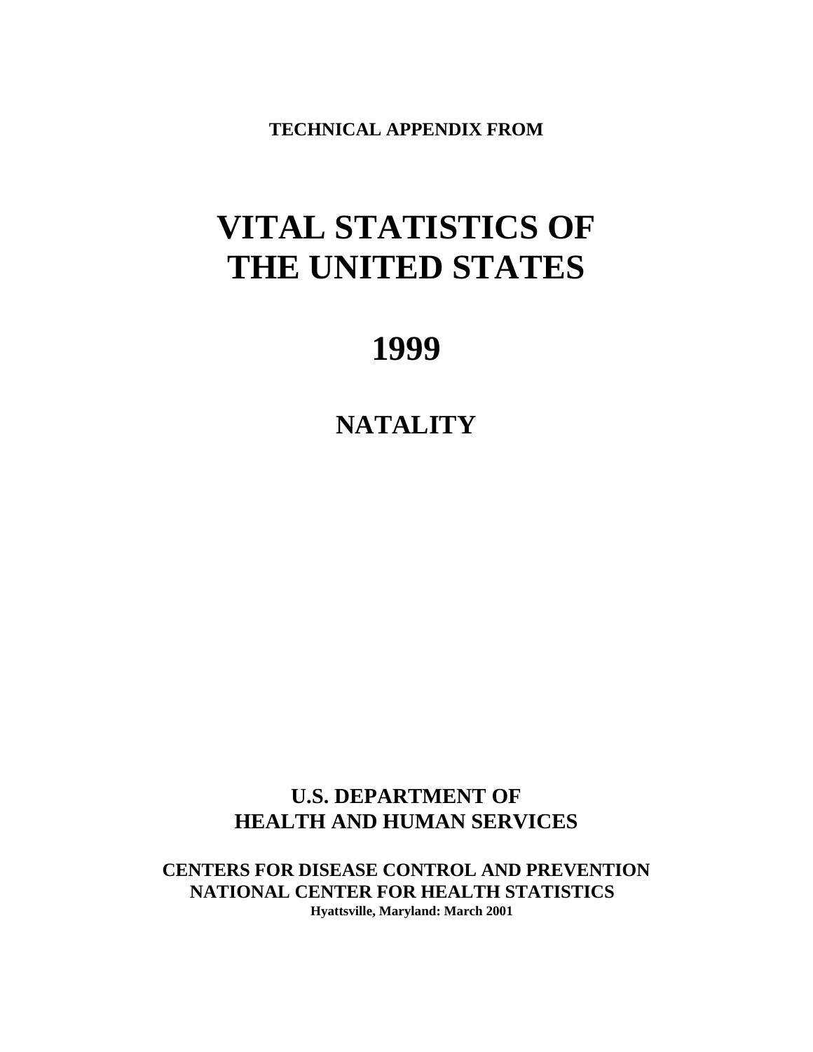**TECHNICAL APPENDIX FROM**

# VITAL STATISTICS OF THE UNITED STATES

# 1999

## NATALITY

**U.S. DEPARTMENT OF HEALTH AND HUMAN SERVICES**

**CENTERS FOR DISEASE CONTROL AND PREVENTION**
**NATIONAL CENTER FOR HEALTH STATISTICS**
**Hyattsville, Maryland: March 2001**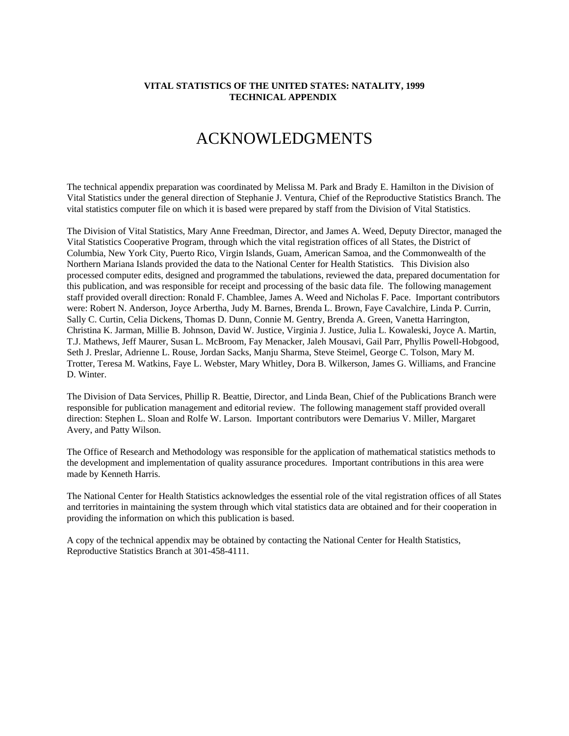**VITAL STATISTICS OF THE UNITED STATES: NATALITY, 1999**
**TECHNICAL APPENDIX**

# ACKNOWLEDGMENTS

The technical appendix preparation was coordinated by Melissa M. Park and Brady E. Hamilton in the Division of Vital Statistics under the general direction of Stephanie J. Ventura, Chief of the Reproductive Statistics Branch. The vital statistics computer file on which it is based were prepared by staff from the Division of Vital Statistics.

The Division of Vital Statistics, Mary Anne Freedman, Director, and James A. Weed, Deputy Director, managed the Vital Statistics Cooperative Program, through which the vital registration offices of all States, the District of Columbia, New York City, Puerto Rico, Virgin Islands, Guam, American Samoa, and the Commonwealth of the Northern Mariana Islands provided the data to the National Center for Health Statistics. This Division also processed computer edits, designed and programmed the tabulations, reviewed the data, prepared documentation for this publication, and was responsible for receipt and processing of the basic data file. The following management staff provided overall direction: Ronald F. Chamblee, James A. Weed and Nicholas F. Pace. Important contributors were: Robert N. Anderson, Joyce Arbertha, Judy M. Barnes, Brenda L. Brown, Faye Cavalchire, Linda P. Currin, Sally C. Curtin, Celia Dickens, Thomas D. Dunn, Connie M. Gentry, Brenda A. Green, Vanetta Harrington, Christina K. Jarman, Millie B. Johnson, David W. Justice, Virginia J. Justice, Julia L. Kowaleski, Joyce A. Martin, T.J. Mathews, Jeff Maurer, Susan L. McBroom, Fay Menacker, Jaleh Mousavi, Gail Parr, Phyllis Powell-Hobgood, Seth J. Preslar, Adrienne L. Rouse, Jordan Sacks, Manju Sharma, Steve Steimel, George C. Tolson, Mary M. Trotter, Teresa M. Watkins, Faye L. Webster, Mary Whitley, Dora B. Wilkerson, James G. Williams, and Francine D. Winter.

The Division of Data Services, Phillip R. Beattie, Director, and Linda Bean, Chief of the Publications Branch were responsible for publication management and editorial review. The following management staff provided overall direction: Stephen L. Sloan and Rolfe W. Larson. Important contributors were Demarius V. Miller, Margaret Avery, and Patty Wilson.

The Office of Research and Methodology was responsible for the application of mathematical statistics methods to the development and implementation of quality assurance procedures. Important contributions in this area were made by Kenneth Harris.

The National Center for Health Statistics acknowledges the essential role of the vital registration offices of all States and territories in maintaining the system through which vital statistics data are obtained and for their cooperation in providing the information on which this publication is based.

A copy of the technical appendix may be obtained by contacting the National Center for Health Statistics, Reproductive Statistics Branch at 301-458-4111.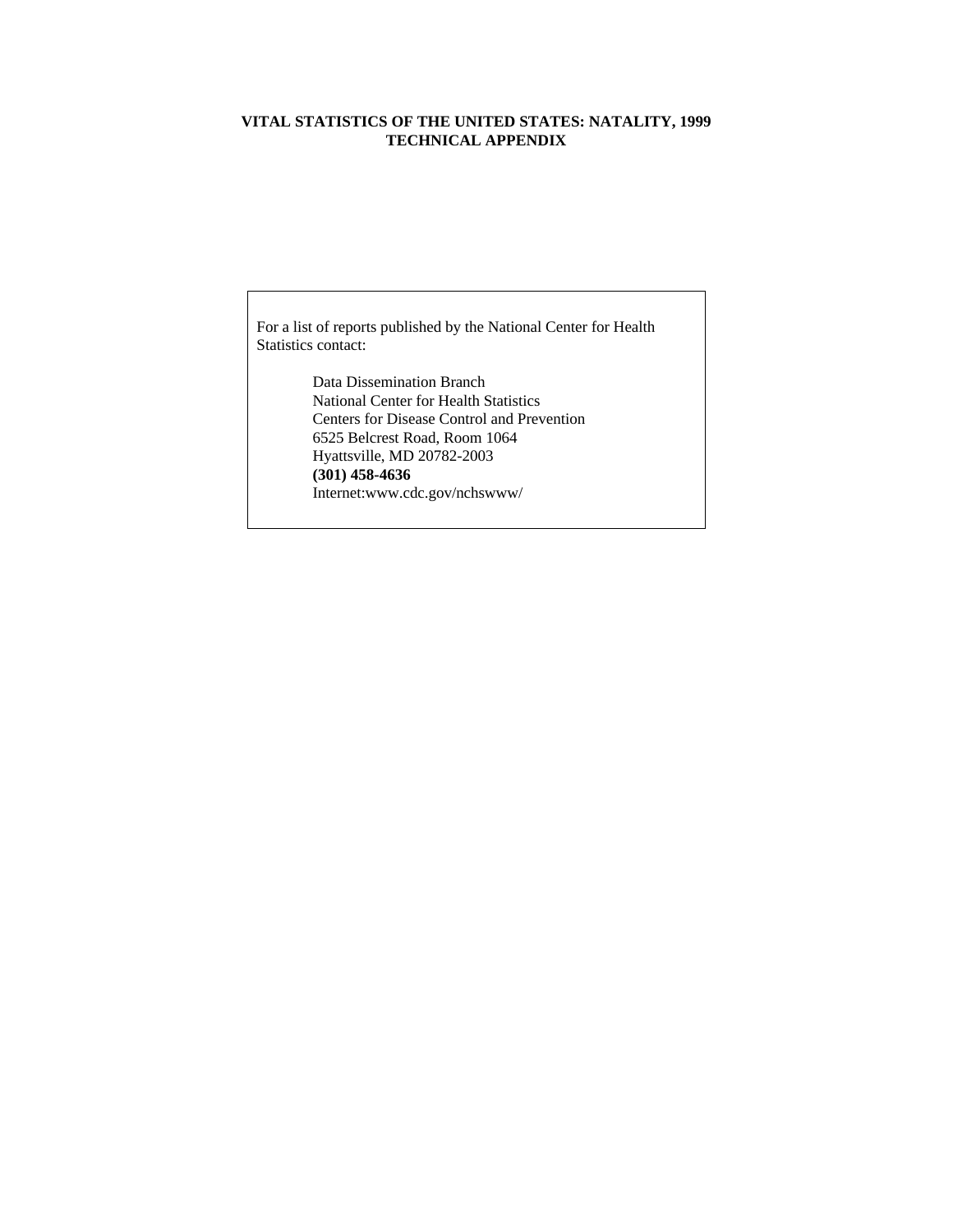**VITAL STATISTICS OF THE UNITED STATES: NATALITY, 1999**
**TECHNICAL APPENDIX**

For a list of reports published by the National Center for Health Statistics contact:

Data Dissemination Branch
National Center for Health Statistics
Centers for Disease Control and Prevention
6525 Belcrest Road, Room 1064
Hyattsville, MD 20782-2003
**(301) 458-4636**
Internet:www.cdc.gov/nchswww/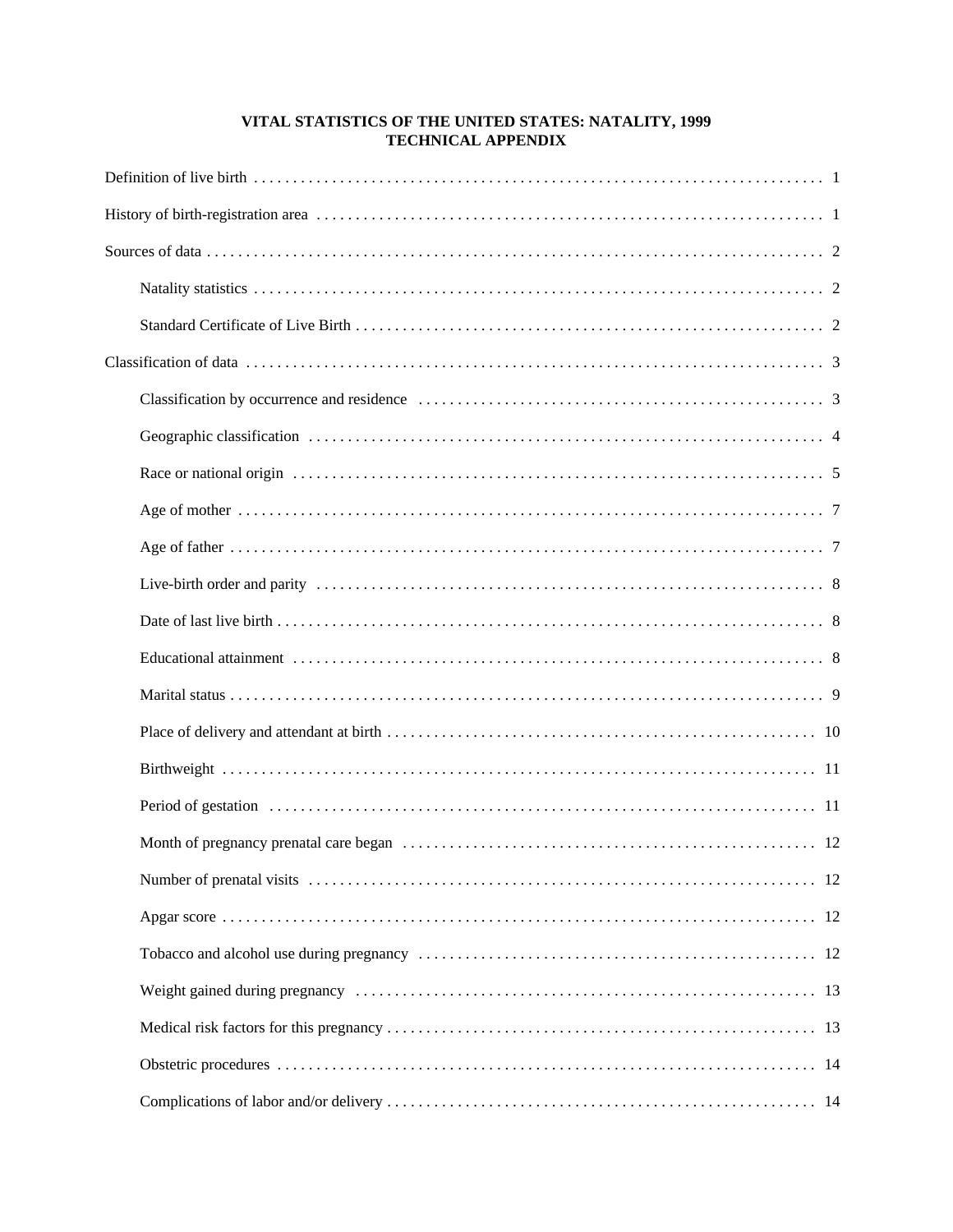# VITAL STATISTICS OF THE UNITED STATES: NATALITY, 1999
## TECHNICAL APPENDIX

Definition of live birth . . . . . . . . . . . . . . . . . . . . . . . . . . . . . . . . . . . . . . . . . . . . . . . . . 1

History of birth-registration area . . . . . . . . . . . . . . . . . . . . . . . . . . . . . . . . . . . . . . . . . . . . 1

Sources of data . . . . . . . . . . . . . . . . . . . . . . . . . . . . . . . . . . . . . . . . . . . . . . . . . . . . 2

- Natality statistics . . . . . . . . . . . . . . . . . . . . . . . . . . . . . . . . . . . . . . . . . . . . . . . . 2
- Standard Certificate of Live Birth . . . . . . . . . . . . . . . . . . . . . . . . . . . . . . . . . . . . . . . 2

Classification of data . . . . . . . . . . . . . . . . . . . . . . . . . . . . . . . . . . . . . . . . . . . . . . . . 3

- Classification by occurrence and residence . . . . . . . . . . . . . . . . . . . . . . . . . . . . . . . . . . 3
- Geographic classification . . . . . . . . . . . . . . . . . . . . . . . . . . . . . . . . . . . . . . . . . . . . 4
- Race or national origin . . . . . . . . . . . . . . . . . . . . . . . . . . . . . . . . . . . . . . . . . . . . . 5
- Age of mother . . . . . . . . . . . . . . . . . . . . . . . . . . . . . . . . . . . . . . . . . . . . . . . . . . 7
- Age of father . . . . . . . . . . . . . . . . . . . . . . . . . . . . . . . . . . . . . . . . . . . . . . . . . . . 7
- Live-birth order and parity . . . . . . . . . . . . . . . . . . . . . . . . . . . . . . . . . . . . . . . . . . . 8
- Date of last live birth . . . . . . . . . . . . . . . . . . . . . . . . . . . . . . . . . . . . . . . . . . . . . . 8
- Educational attainment . . . . . . . . . . . . . . . . . . . . . . . . . . . . . . . . . . . . . . . . . . . . . 8
- Marital status . . . . . . . . . . . . . . . . . . . . . . . . . . . . . . . . . . . . . . . . . . . . . . . . . . 9
- Place of delivery and attendant at birth . . . . . . . . . . . . . . . . . . . . . . . . . . . . . . . . . . . . 10
- Birthweight . . . . . . . . . . . . . . . . . . . . . . . . . . . . . . . . . . . . . . . . . . . . . . . . . . . 11
- Period of gestation . . . . . . . . . . . . . . . . . . . . . . . . . . . . . . . . . . . . . . . . . . . . . . . 11
- Month of pregnancy prenatal care began . . . . . . . . . . . . . . . . . . . . . . . . . . . . . . . . . . . 12
- Number of prenatal visits . . . . . . . . . . . . . . . . . . . . . . . . . . . . . . . . . . . . . . . . . . . 12
- Apgar score . . . . . . . . . . . . . . . . . . . . . . . . . . . . . . . . . . . . . . . . . . . . . . . . . . . 12
- Tobacco and alcohol use during pregnancy . . . . . . . . . . . . . . . . . . . . . . . . . . . . . . . . . . 12
- Weight gained during pregnancy . . . . . . . . . . . . . . . . . . . . . . . . . . . . . . . . . . . . . . . . 13
- Medical risk factors for this pregnancy . . . . . . . . . . . . . . . . . . . . . . . . . . . . . . . . . . . . 13
- Obstetric procedures . . . . . . . . . . . . . . . . . . . . . . . . . . . . . . . . . . . . . . . . . . . . . . 14
- Complications of labor and/or delivery . . . . . . . . . . . . . . . . . . . . . . . . . . . . . . . . . . . . 14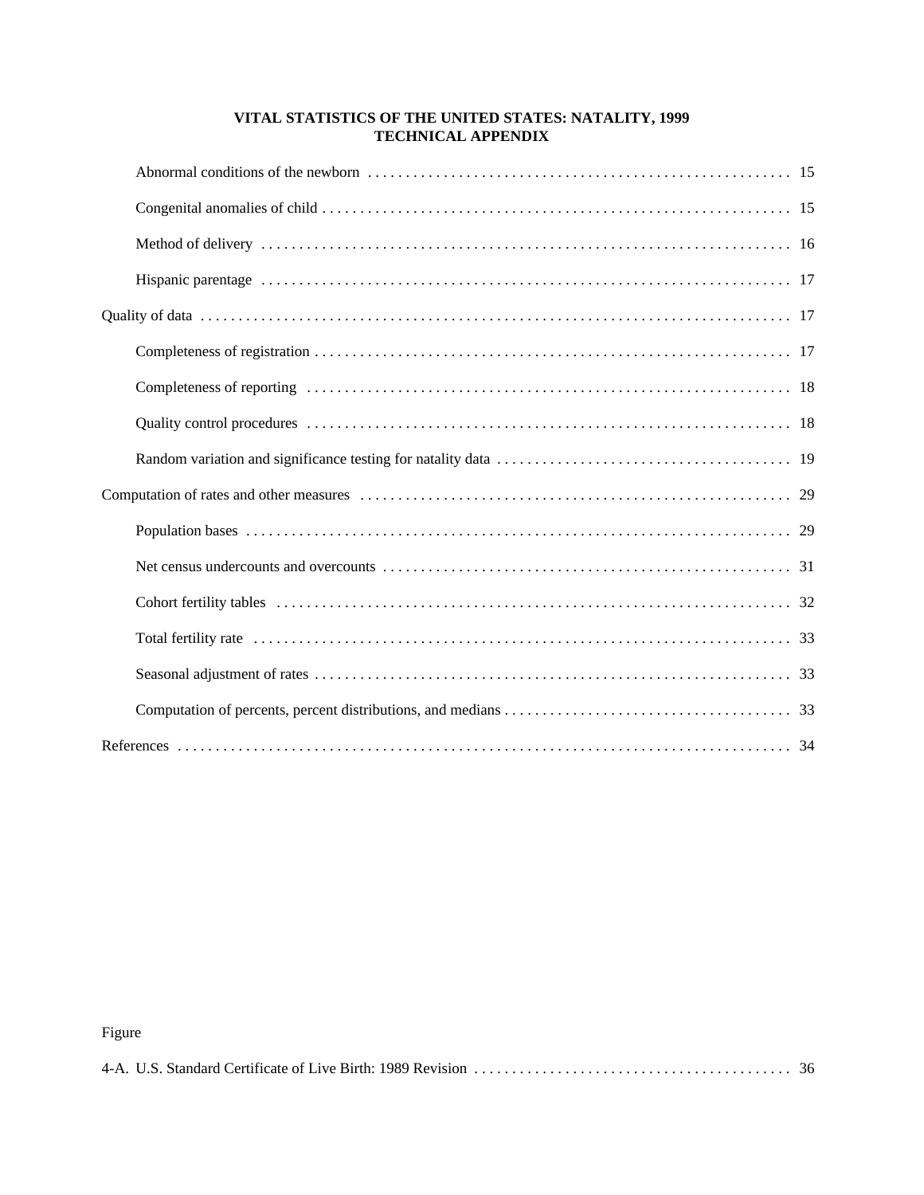**VITAL STATISTICS OF THE UNITED STATES: NATALITY, 1999**
**TECHNICAL APPENDIX**

- Abnormal conditions of the newborn . . . . . 15
- Congenital anomalies of child . . . . . 15
- Method of delivery . . . . . 16
- Hispanic parentage . . . . . 17

Quality of data . . . . . 17

- Completeness of registration . . . . . 17
- Completeness of reporting . . . . . 18
- Quality control procedures . . . . . 18
- Random variation and significance testing for natality data . . . . . 19

Computation of rates and other measures . . . . . 29

- Population bases . . . . . 29
- Net census undercounts and overcounts . . . . . 31
- Cohort fertility tables . . . . . 32
- Total fertility rate . . . . . 33
- Seasonal adjustment of rates . . . . . 33
- Computation of percents, percent distributions, and medians . . . . . 33

References . . . . . 34

Figure

4-A. U.S. Standard Certificate of Live Birth: 1989 Revision . . . . . 36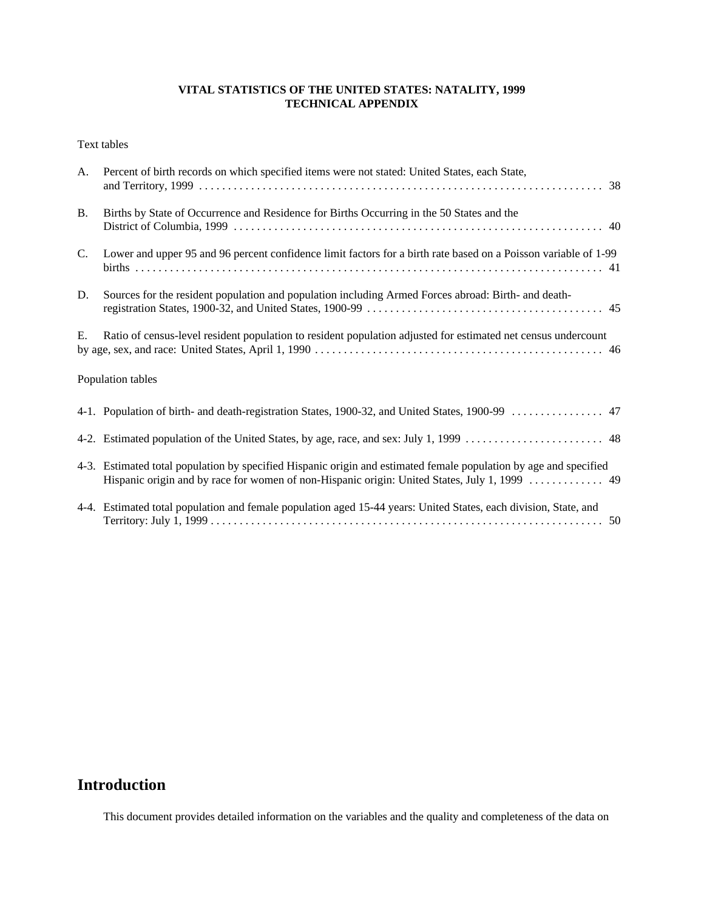**VITAL STATISTICS OF THE UNITED STATES: NATALITY, 1999**
**TECHNICAL APPENDIX**

Text tables

A. Percent of birth records on which specified items were not stated: United States, each State, and Territory, 1999 . . . . . . . . . . 38

B. Births by State of Occurrence and Residence for Births Occurring in the 50 States and the District of Columbia, 1999 . . . . . . . . . . 40

C. Lower and upper 95 and 96 percent confidence limit factors for a birth rate based on a Poisson variable of 1-99 births . . . . . . . . . . 41

D. Sources for the resident population and population including Armed Forces abroad: Birth- and death-registration States, 1900-32, and United States, 1900-99 . . . . . . . . . . 45

E. Ratio of census-level resident population to resident population adjusted for estimated net census undercount by age, sex, and race: United States, April 1, 1990 . . . . . . . . . . 46

Population tables

4-1. Population of birth- and death-registration States, 1900-32, and United States, 1900-99 . . . . . . . . . . 47

4-2. Estimated population of the United States, by age, race, and sex: July 1, 1999 . . . . . . . . . . 48

4-3. Estimated total population by specified Hispanic origin and estimated female population by age and specified Hispanic origin and by race for women of non-Hispanic origin: United States, July 1, 1999 . . . . . . . . . . 49

4-4. Estimated total population and female population aged 15-44 years: United States, each division, State, and Territory: July 1, 1999 . . . . . . . . . . 50

# Introduction

This document provides detailed information on the variables and the quality and completeness of the data on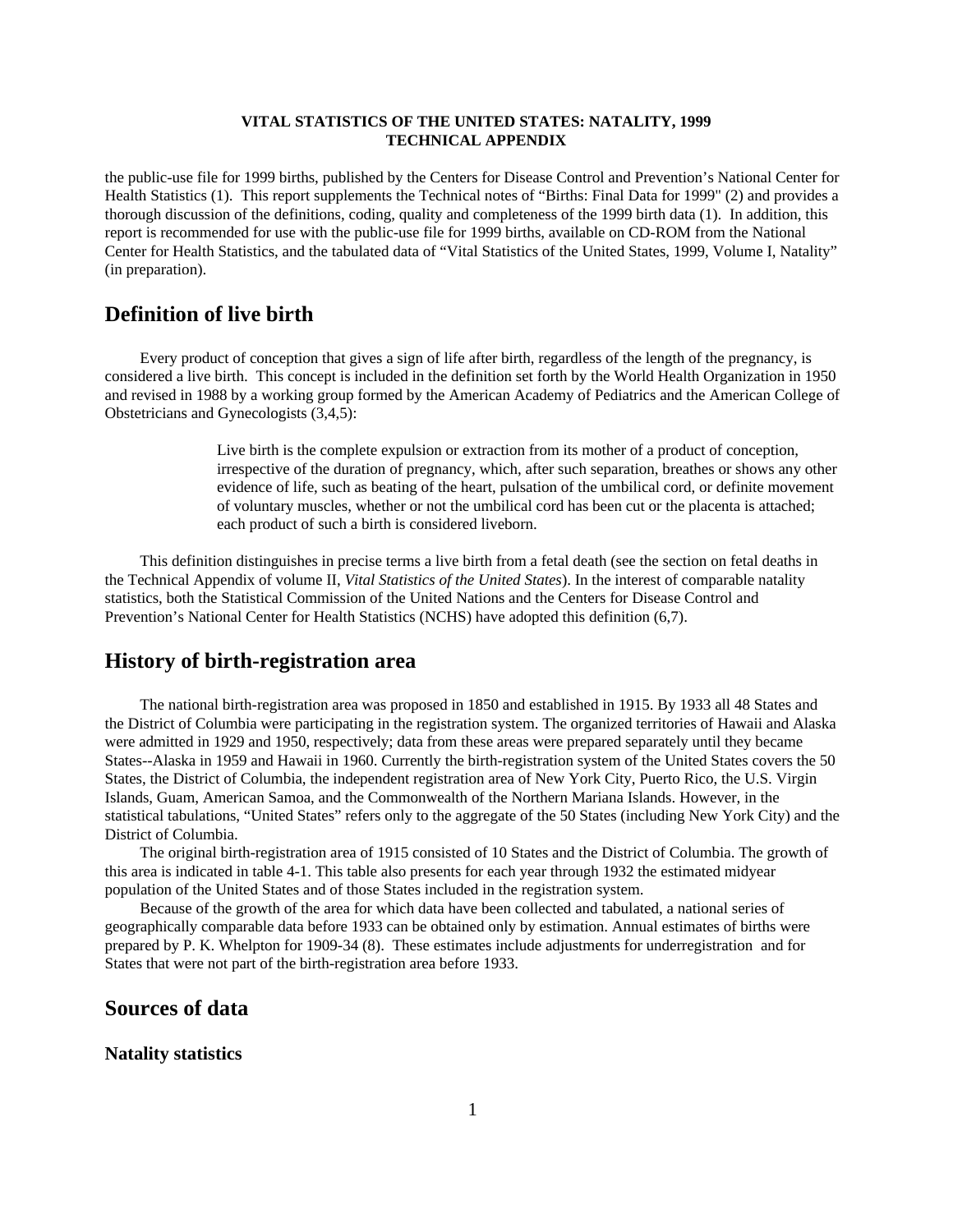the public-use file for 1999 births, published by the Centers for Disease Control and Prevention's National Center for Health Statistics (1). This report supplements the Technical notes of "Births: Final Data for 1999" (2) and provides a thorough discussion of the definitions, coding, quality and completeness of the 1999 birth data (1). In addition, this report is recommended for use with the public-use file for 1999 births, available on CD-ROM from the National Center for Health Statistics, and the tabulated data of "Vital Statistics of the United States, 1999, Volume I, Natality" (in preparation).

## Definition of live birth

Every product of conception that gives a sign of life after birth, regardless of the length of the pregnancy, is considered a live birth. This concept is included in the definition set forth by the World Health Organization in 1950 and revised in 1988 by a working group formed by the American Academy of Pediatrics and the American College of Obstetricians and Gynecologists (3,4,5):

> Live birth is the complete expulsion or extraction from its mother of a product of conception, irrespective of the duration of pregnancy, which, after such separation, breathes or shows any other evidence of life, such as beating of the heart, pulsation of the umbilical cord, or definite movement of voluntary muscles, whether or not the umbilical cord has been cut or the placenta is attached; each product of such a birth is considered liveborn.

This definition distinguishes in precise terms a live birth from a fetal death (see the section on fetal deaths in the Technical Appendix of volume II, *Vital Statistics of the United States*). In the interest of comparable natality statistics, both the Statistical Commission of the United Nations and the Centers for Disease Control and Prevention's National Center for Health Statistics (NCHS) have adopted this definition (6,7).

## History of birth-registration area

The national birth-registration area was proposed in 1850 and established in 1915. By 1933 all 48 States and the District of Columbia were participating in the registration system. The organized territories of Hawaii and Alaska were admitted in 1929 and 1950, respectively; data from these areas were prepared separately until they became States--Alaska in 1959 and Hawaii in 1960. Currently the birth-registration system of the United States covers the 50 States, the District of Columbia, the independent registration area of New York City, Puerto Rico, the U.S. Virgin Islands, Guam, American Samoa, and the Commonwealth of the Northern Mariana Islands. However, in the statistical tabulations, "United States" refers only to the aggregate of the 50 States (including New York City) and the District of Columbia.

The original birth-registration area of 1915 consisted of 10 States and the District of Columbia. The growth of this area is indicated in table 4-1. This table also presents for each year through 1932 the estimated midyear population of the United States and of those States included in the registration system.

Because of the growth of the area for which data have been collected and tabulated, a national series of geographically comparable data before 1933 can be obtained only by estimation. Annual estimates of births were prepared by P. K. Whelpton for 1909-34 (8). These estimates include adjustments for underregistration and for States that were not part of the birth-registration area before 1933.

## Sources of data

### Natality statistics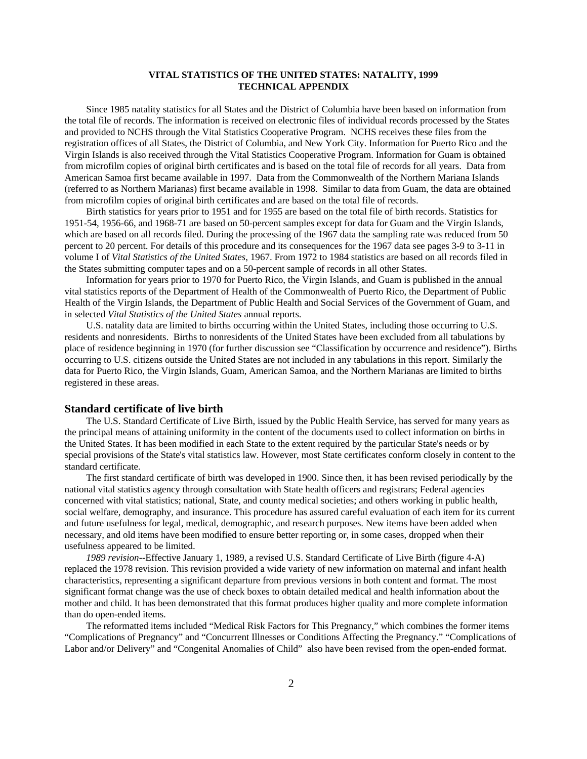**VITAL STATISTICS OF THE UNITED STATES: NATALITY, 1999**
**TECHNICAL APPENDIX**

Since 1985 natality statistics for all States and the District of Columbia have been based on information from the total file of records. The information is received on electronic files of individual records processed by the States and provided to NCHS through the Vital Statistics Cooperative Program. NCHS receives these files from the registration offices of all States, the District of Columbia, and New York City. Information for Puerto Rico and the Virgin Islands is also received through the Vital Statistics Cooperative Program. Information for Guam is obtained from microfilm copies of original birth certificates and is based on the total file of records for all years. Data from American Samoa first became available in 1997. Data from the Commonwealth of the Northern Mariana Islands (referred to as Northern Marianas) first became available in 1998. Similar to data from Guam, the data are obtained from microfilm copies of original birth certificates and are based on the total file of records.

Birth statistics for years prior to 1951 and for 1955 are based on the total file of birth records. Statistics for 1951-54, 1956-66, and 1968-71 are based on 50-percent samples except for data for Guam and the Virgin Islands, which are based on all records filed. During the processing of the 1967 data the sampling rate was reduced from 50 percent to 20 percent. For details of this procedure and its consequences for the 1967 data see pages 3-9 to 3-11 in volume I of *Vital Statistics of the United States*, 1967. From 1972 to 1984 statistics are based on all records filed in the States submitting computer tapes and on a 50-percent sample of records in all other States.

Information for years prior to 1970 for Puerto Rico, the Virgin Islands, and Guam is published in the annual vital statistics reports of the Department of Health of the Commonwealth of Puerto Rico, the Department of Public Health of the Virgin Islands, the Department of Public Health and Social Services of the Government of Guam, and in selected *Vital Statistics of the United States* annual reports.

U.S. natality data are limited to births occurring within the United States, including those occurring to U.S. residents and nonresidents. Births to nonresidents of the United States have been excluded from all tabulations by place of residence beginning in 1970 (for further discussion see "Classification by occurrence and residence"). Births occurring to U.S. citizens outside the United States are not included in any tabulations in this report. Similarly the data for Puerto Rico, the Virgin Islands, Guam, American Samoa, and the Northern Marianas are limited to births registered in these areas.

## Standard certificate of live birth

The U.S. Standard Certificate of Live Birth, issued by the Public Health Service, has served for many years as the principal means of attaining uniformity in the content of the documents used to collect information on births in the United States. It has been modified in each State to the extent required by the particular State's needs or by special provisions of the State's vital statistics law. However, most State certificates conform closely in content to the standard certificate.

The first standard certificate of birth was developed in 1900. Since then, it has been revised periodically by the national vital statistics agency through consultation with State health officers and registrars; Federal agencies concerned with vital statistics; national, State, and county medical societies; and others working in public health, social welfare, demography, and insurance. This procedure has assured careful evaluation of each item for its current and future usefulness for legal, medical, demographic, and research purposes. New items have been added when necessary, and old items have been modified to ensure better reporting or, in some cases, dropped when their usefulness appeared to be limited.

*1989 revision*--Effective January 1, 1989, a revised U.S. Standard Certificate of Live Birth (figure 4-A) replaced the 1978 revision. This revision provided a wide variety of new information on maternal and infant health characteristics, representing a significant departure from previous versions in both content and format. The most significant format change was the use of check boxes to obtain detailed medical and health information about the mother and child. It has been demonstrated that this format produces higher quality and more complete information than do open-ended items.

The reformatted items included "Medical Risk Factors for This Pregnancy," which combines the former items "Complications of Pregnancy" and "Concurrent Illnesses or Conditions Affecting the Pregnancy." "Complications of Labor and/or Delivery" and "Congenital Anomalies of Child" also have been revised from the open-ended format.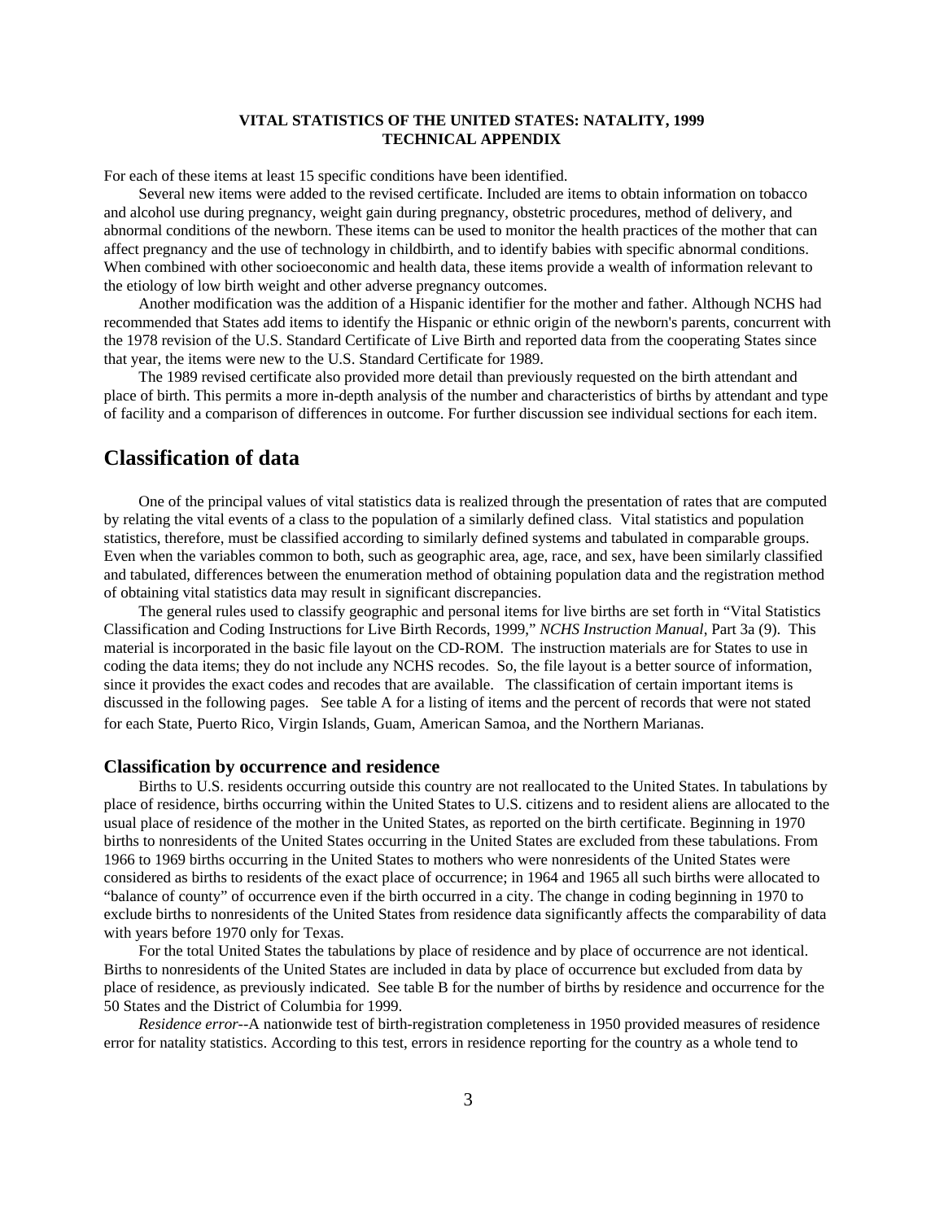For each of these items at least 15 specific conditions have been identified.

Several new items were added to the revised certificate. Included are items to obtain information on tobacco and alcohol use during pregnancy, weight gain during pregnancy, obstetric procedures, method of delivery, and abnormal conditions of the newborn. These items can be used to monitor the health practices of the mother that can affect pregnancy and the use of technology in childbirth, and to identify babies with specific abnormal conditions. When combined with other socioeconomic and health data, these items provide a wealth of information relevant to the etiology of low birth weight and other adverse pregnancy outcomes.

Another modification was the addition of a Hispanic identifier for the mother and father. Although NCHS had recommended that States add items to identify the Hispanic or ethnic origin of the newborn's parents, concurrent with the 1978 revision of the U.S. Standard Certificate of Live Birth and reported data from the cooperating States since that year, the items were new to the U.S. Standard Certificate for 1989.

The 1989 revised certificate also provided more detail than previously requested on the birth attendant and place of birth. This permits a more in-depth analysis of the number and characteristics of births by attendant and type of facility and a comparison of differences in outcome. For further discussion see individual sections for each item.

## Classification of data

One of the principal values of vital statistics data is realized through the presentation of rates that are computed by relating the vital events of a class to the population of a similarly defined class. Vital statistics and population statistics, therefore, must be classified according to similarly defined systems and tabulated in comparable groups. Even when the variables common to both, such as geographic area, age, race, and sex, have been similarly classified and tabulated, differences between the enumeration method of obtaining population data and the registration method of obtaining vital statistics data may result in significant discrepancies.

The general rules used to classify geographic and personal items for live births are set forth in "Vital Statistics Classification and Coding Instructions for Live Birth Records, 1999," *NCHS Instruction Manual*, Part 3a (9). This material is incorporated in the basic file layout on the CD-ROM. The instruction materials are for States to use in coding the data items; they do not include any NCHS recodes. So, the file layout is a better source of information, since it provides the exact codes and recodes that are available. The classification of certain important items is discussed in the following pages. See table A for a listing of items and the percent of records that were not stated for each State, Puerto Rico, Virgin Islands, Guam, American Samoa, and the Northern Marianas.

### Classification by occurrence and residence

Births to U.S. residents occurring outside this country are not reallocated to the United States. In tabulations by place of residence, births occurring within the United States to U.S. citizens and to resident aliens are allocated to the usual place of residence of the mother in the United States, as reported on the birth certificate. Beginning in 1970 births to nonresidents of the United States occurring in the United States are excluded from these tabulations. From 1966 to 1969 births occurring in the United States to mothers who were nonresidents of the United States were considered as births to residents of the exact place of occurrence; in 1964 and 1965 all such births were allocated to "balance of county" of occurrence even if the birth occurred in a city. The change in coding beginning in 1970 to exclude births to nonresidents of the United States from residence data significantly affects the comparability of data with years before 1970 only for Texas.

For the total United States the tabulations by place of residence and by place of occurrence are not identical. Births to nonresidents of the United States are included in data by place of occurrence but excluded from data by place of residence, as previously indicated. See table B for the number of births by residence and occurrence for the 50 States and the District of Columbia for 1999.

*Residence error*--A nationwide test of birth-registration completeness in 1950 provided measures of residence error for natality statistics. According to this test, errors in residence reporting for the country as a whole tend to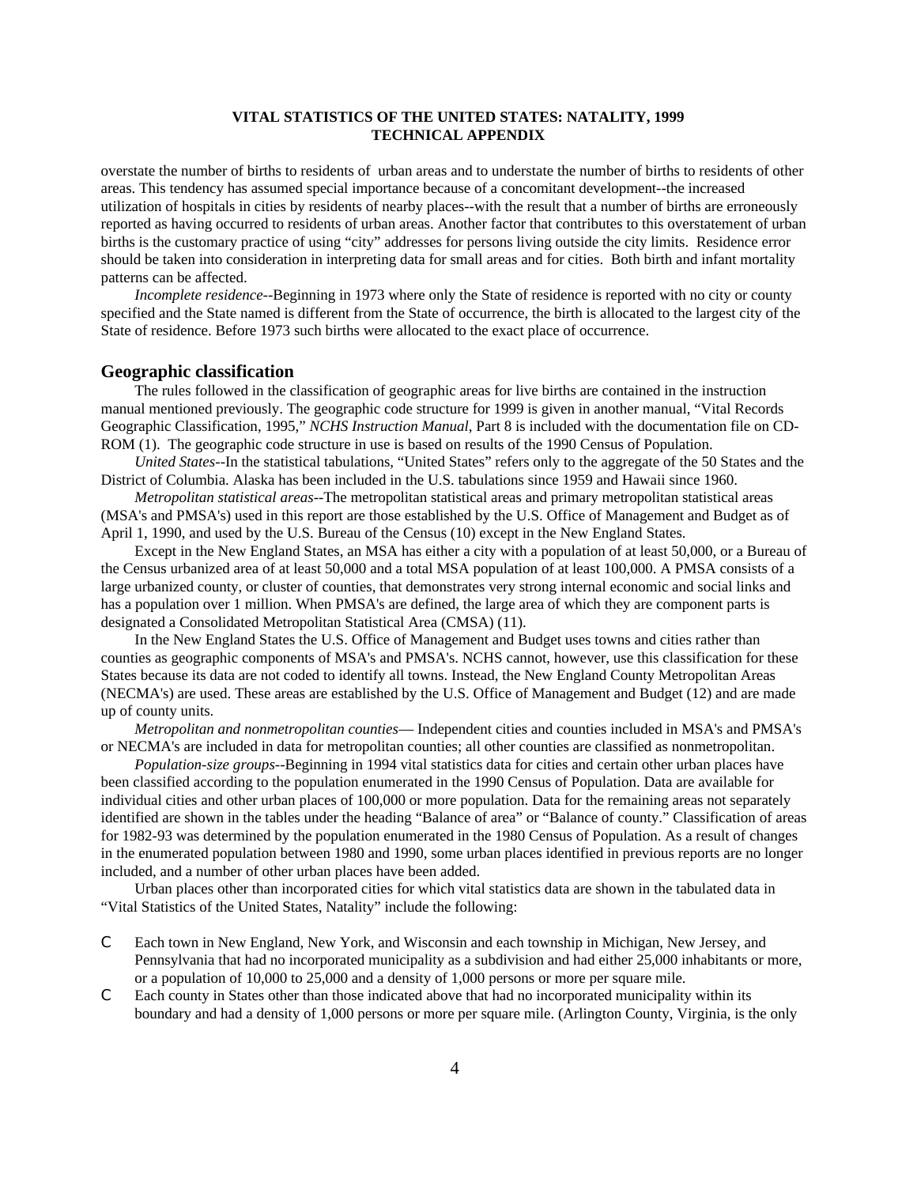overstate the number of births to residents of urban areas and to understate the number of births to residents of other areas. This tendency has assumed special importance because of a concomitant development--the increased utilization of hospitals in cities by residents of nearby places--with the result that a number of births are erroneously reported as having occurred to residents of urban areas. Another factor that contributes to this overstatement of urban births is the customary practice of using "city" addresses for persons living outside the city limits. Residence error should be taken into consideration in interpreting data for small areas and for cities. Both birth and infant mortality patterns can be affected.

*Incomplete residence*--Beginning in 1973 where only the State of residence is reported with no city or county specified and the State named is different from the State of occurrence, the birth is allocated to the largest city of the State of residence. Before 1973 such births were allocated to the exact place of occurrence.

## Geographic classification

The rules followed in the classification of geographic areas for live births are contained in the instruction manual mentioned previously. The geographic code structure for 1999 is given in another manual, "Vital Records Geographic Classification, 1995," *NCHS Instruction Manual*, Part 8 is included with the documentation file on CD-ROM (1). The geographic code structure in use is based on results of the 1990 Census of Population.

*United States*--In the statistical tabulations, "United States" refers only to the aggregate of the 50 States and the District of Columbia. Alaska has been included in the U.S. tabulations since 1959 and Hawaii since 1960.

*Metropolitan statistical areas*--The metropolitan statistical areas and primary metropolitan statistical areas (MSA's and PMSA's) used in this report are those established by the U.S. Office of Management and Budget as of April 1, 1990, and used by the U.S. Bureau of the Census (10) except in the New England States.

Except in the New England States, an MSA has either a city with a population of at least 50,000, or a Bureau of the Census urbanized area of at least 50,000 and a total MSA population of at least 100,000. A PMSA consists of a large urbanized county, or cluster of counties, that demonstrates very strong internal economic and social links and has a population over 1 million. When PMSA's are defined, the large area of which they are component parts is designated a Consolidated Metropolitan Statistical Area (CMSA) (11).

In the New England States the U.S. Office of Management and Budget uses towns and cities rather than counties as geographic components of MSA's and PMSA's. NCHS cannot, however, use this classification for these States because its data are not coded to identify all towns. Instead, the New England County Metropolitan Areas (NECMA's) are used. These areas are established by the U.S. Office of Management and Budget (12) and are made up of county units.

*Metropolitan and nonmetropolitan counties*— Independent cities and counties included in MSA's and PMSA's or NECMA's are included in data for metropolitan counties; all other counties are classified as nonmetropolitan.

*Population-size groups*--Beginning in 1994 vital statistics data for cities and certain other urban places have been classified according to the population enumerated in the 1990 Census of Population. Data are available for individual cities and other urban places of 100,000 or more population. Data for the remaining areas not separately identified are shown in the tables under the heading "Balance of area" or "Balance of county." Classification of areas for 1982-93 was determined by the population enumerated in the 1980 Census of Population. As a result of changes in the enumerated population between 1980 and 1990, some urban places identified in previous reports are no longer included, and a number of other urban places have been added.

Urban places other than incorporated cities for which vital statistics data are shown in the tabulated data in "Vital Statistics of the United States, Natality" include the following:

- Each town in New England, New York, and Wisconsin and each township in Michigan, New Jersey, and Pennsylvania that had no incorporated municipality as a subdivision and had either 25,000 inhabitants or more, or a population of 10,000 to 25,000 and a density of 1,000 persons or more per square mile.
- Each county in States other than those indicated above that had no incorporated municipality within its boundary and had a density of 1,000 persons or more per square mile. (Arlington County, Virginia, is the only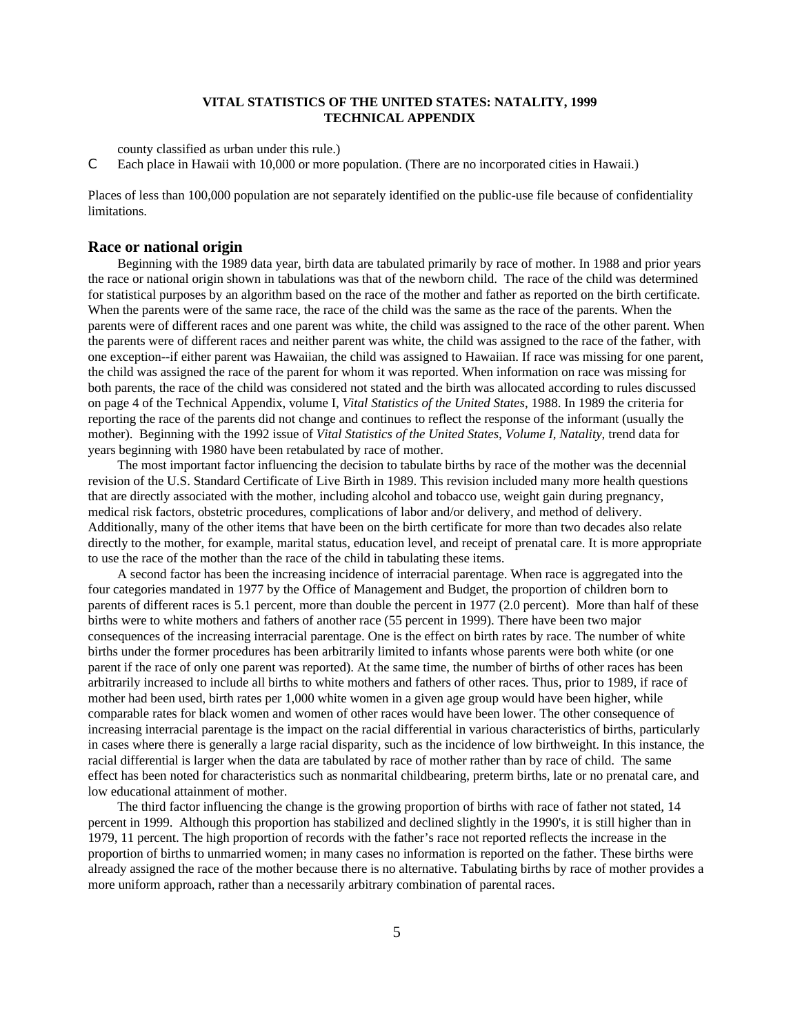county classified as urban under this rule.)

- Each place in Hawaii with 10,000 or more population. (There are no incorporated cities in Hawaii.)

Places of less than 100,000 population are not separately identified on the public-use file because of confidentiality limitations.

## Race or national origin

Beginning with the 1989 data year, birth data are tabulated primarily by race of mother. In 1988 and prior years the race or national origin shown in tabulations was that of the newborn child. The race of the child was determined for statistical purposes by an algorithm based on the race of the mother and father as reported on the birth certificate. When the parents were of the same race, the race of the child was the same as the race of the parents. When the parents were of different races and one parent was white, the child was assigned to the race of the other parent. When the parents were of different races and neither parent was white, the child was assigned to the race of the father, with one exception--if either parent was Hawaiian, the child was assigned to Hawaiian. If race was missing for one parent, the child was assigned the race of the parent for whom it was reported. When information on race was missing for both parents, the race of the child was considered not stated and the birth was allocated according to rules discussed on page 4 of the Technical Appendix, volume I, *Vital Statistics of the United States*, 1988. In 1989 the criteria for reporting the race of the parents did not change and continues to reflect the response of the informant (usually the mother). Beginning with the 1992 issue of *Vital Statistics of the United States, Volume I, Natality*, trend data for years beginning with 1980 have been retabulated by race of mother.

The most important factor influencing the decision to tabulate births by race of the mother was the decennial revision of the U.S. Standard Certificate of Live Birth in 1989. This revision included many more health questions that are directly associated with the mother, including alcohol and tobacco use, weight gain during pregnancy, medical risk factors, obstetric procedures, complications of labor and/or delivery, and method of delivery. Additionally, many of the other items that have been on the birth certificate for more than two decades also relate directly to the mother, for example, marital status, education level, and receipt of prenatal care. It is more appropriate to use the race of the mother than the race of the child in tabulating these items.

A second factor has been the increasing incidence of interracial parentage. When race is aggregated into the four categories mandated in 1977 by the Office of Management and Budget, the proportion of children born to parents of different races is 5.1 percent, more than double the percent in 1977 (2.0 percent). More than half of these births were to white mothers and fathers of another race (55 percent in 1999). There have been two major consequences of the increasing interracial parentage. One is the effect on birth rates by race. The number of white births under the former procedures has been arbitrarily limited to infants whose parents were both white (or one parent if the race of only one parent was reported). At the same time, the number of births of other races has been arbitrarily increased to include all births to white mothers and fathers of other races. Thus, prior to 1989, if race of mother had been used, birth rates per 1,000 white women in a given age group would have been higher, while comparable rates for black women and women of other races would have been lower. The other consequence of increasing interracial parentage is the impact on the racial differential in various characteristics of births, particularly in cases where there is generally a large racial disparity, such as the incidence of low birthweight. In this instance, the racial differential is larger when the data are tabulated by race of mother rather than by race of child. The same effect has been noted for characteristics such as nonmarital childbearing, preterm births, late or no prenatal care, and low educational attainment of mother.

The third factor influencing the change is the growing proportion of births with race of father not stated, 14 percent in 1999. Although this proportion has stabilized and declined slightly in the 1990's, it is still higher than in 1979, 11 percent. The high proportion of records with the father's race not reported reflects the increase in the proportion of births to unmarried women; in many cases no information is reported on the father. These births were already assigned the race of the mother because there is no alternative. Tabulating births by race of mother provides a more uniform approach, rather than a necessarily arbitrary combination of parental races.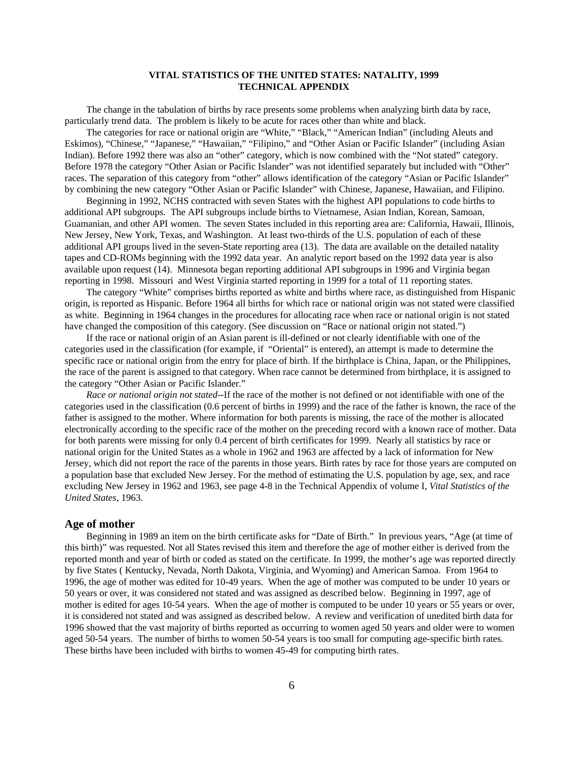**VITAL STATISTICS OF THE UNITED STATES: NATALITY, 1999**
**TECHNICAL APPENDIX**

The change in the tabulation of births by race presents some problems when analyzing birth data by race, particularly trend data. The problem is likely to be acute for races other than white and black.

The categories for race or national origin are "White," "Black," "American Indian" (including Aleuts and Eskimos), "Chinese," "Japanese," "Hawaiian," "Filipino," and "Other Asian or Pacific Islander" (including Asian Indian). Before 1992 there was also an "other" category, which is now combined with the "Not stated" category. Before 1978 the category "Other Asian or Pacific Islander" was not identified separately but included with "Other" races. The separation of this category from "other" allows identification of the category "Asian or Pacific Islander" by combining the new category "Other Asian or Pacific Islander" with Chinese, Japanese, Hawaiian, and Filipino.

Beginning in 1992, NCHS contracted with seven States with the highest API populations to code births to additional API subgroups. The API subgroups include births to Vietnamese, Asian Indian, Korean, Samoan, Guamanian, and other API women. The seven States included in this reporting area are: California, Hawaii, Illinois, New Jersey, New York, Texas, and Washington. At least two-thirds of the U.S. population of each of these additional API groups lived in the seven-State reporting area (13). The data are available on the detailed natality tapes and CD-ROMs beginning with the 1992 data year. An analytic report based on the 1992 data year is also available upon request (14). Minnesota began reporting additional API subgroups in 1996 and Virginia began reporting in 1998. Missouri and West Virginia started reporting in 1999 for a total of 11 reporting states.

The category "White" comprises births reported as white and births where race, as distinguished from Hispanic origin, is reported as Hispanic. Before 1964 all births for which race or national origin was not stated were classified as white. Beginning in 1964 changes in the procedures for allocating race when race or national origin is not stated have changed the composition of this category. (See discussion on "Race or national origin not stated.")

If the race or national origin of an Asian parent is ill-defined or not clearly identifiable with one of the categories used in the classification (for example, if "Oriental" is entered), an attempt is made to determine the specific race or national origin from the entry for place of birth. If the birthplace is China, Japan, or the Philippines, the race of the parent is assigned to that category. When race cannot be determined from birthplace, it is assigned to the category "Other Asian or Pacific Islander."

*Race or national origin not stated*--If the race of the mother is not defined or not identifiable with one of the categories used in the classification (0.6 percent of births in 1999) and the race of the father is known, the race of the father is assigned to the mother. Where information for both parents is missing, the race of the mother is allocated electronically according to the specific race of the mother on the preceding record with a known race of mother. Data for both parents were missing for only 0.4 percent of birth certificates for 1999. Nearly all statistics by race or national origin for the United States as a whole in 1962 and 1963 are affected by a lack of information for New Jersey, which did not report the race of the parents in those years. Birth rates by race for those years are computed on a population base that excluded New Jersey. For the method of estimating the U.S. population by age, sex, and race excluding New Jersey in 1962 and 1963, see page 4-8 in the Technical Appendix of volume I, *Vital Statistics of the United States*, 1963.

## Age of mother

Beginning in 1989 an item on the birth certificate asks for "Date of Birth." In previous years, "Age (at time of this birth)" was requested. Not all States revised this item and therefore the age of mother either is derived from the reported month and year of birth or coded as stated on the certificate. In 1999, the mother's age was reported directly by five States ( Kentucky, Nevada, North Dakota, Virginia, and Wyoming) and American Samoa. From 1964 to 1996, the age of mother was edited for 10-49 years. When the age of mother was computed to be under 10 years or 50 years or over, it was considered not stated and was assigned as described below. Beginning in 1997, age of mother is edited for ages 10-54 years. When the age of mother is computed to be under 10 years or 55 years or over, it is considered not stated and was assigned as described below. A review and verification of unedited birth data for 1996 showed that the vast majority of births reported as occurring to women aged 50 years and older were to women aged 50-54 years. The number of births to women 50-54 years is too small for computing age-specific birth rates. These births have been included with births to women 45-49 for computing birth rates.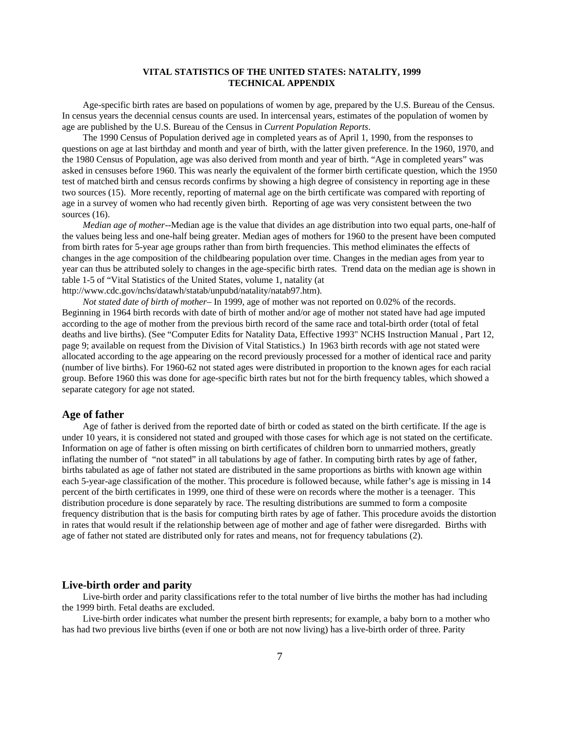**VITAL STATISTICS OF THE UNITED STATES: NATALITY, 1999**
**TECHNICAL APPENDIX**

Age-specific birth rates are based on populations of women by age, prepared by the U.S. Bureau of the Census. In census years the decennial census counts are used. In intercensal years, estimates of the population of women by age are published by the U.S. Bureau of the Census in *Current Population Reports*.

The 1990 Census of Population derived age in completed years as of April 1, 1990, from the responses to questions on age at last birthday and month and year of birth, with the latter given preference. In the 1960, 1970, and the 1980 Census of Population, age was also derived from month and year of birth. "Age in completed years" was asked in censuses before 1960. This was nearly the equivalent of the former birth certificate question, which the 1950 test of matched birth and census records confirms by showing a high degree of consistency in reporting age in these two sources (15). More recently, reporting of maternal age on the birth certificate was compared with reporting of age in a survey of women who had recently given birth. Reporting of age was very consistent between the two sources (16).

*Median age of mother*--Median age is the value that divides an age distribution into two equal parts, one-half of the values being less and one-half being greater. Median ages of mothers for 1960 to the present have been computed from birth rates for 5-year age groups rather than from birth frequencies. This method eliminates the effects of changes in the age composition of the childbearing population over time. Changes in the median ages from year to year can thus be attributed solely to changes in the age-specific birth rates. Trend data on the median age is shown in table 1-5 of "Vital Statistics of the United States, volume 1, natality (at http://www.cdc.gov/nchs/datawh/statab/unpubd/natality/natab97.htm).

*Not stated date of birth of mother*– In 1999, age of mother was not reported on 0.02% of the records. Beginning in 1964 birth records with date of birth of mother and/or age of mother not stated have had age imputed according to the age of mother from the previous birth record of the same race and total-birth order (total of fetal deaths and live births). (See "Computer Edits for Natality Data, Effective 1993" NCHS Instruction Manual , Part 12, page 9; available on request from the Division of Vital Statistics.) In 1963 birth records with age not stated were allocated according to the age appearing on the record previously processed for a mother of identical race and parity (number of live births). For 1960-62 not stated ages were distributed in proportion to the known ages for each racial group. Before 1960 this was done for age-specific birth rates but not for the birth frequency tables, which showed a separate category for age not stated.

## Age of father

Age of father is derived from the reported date of birth or coded as stated on the birth certificate. If the age is under 10 years, it is considered not stated and grouped with those cases for which age is not stated on the certificate. Information on age of father is often missing on birth certificates of children born to unmarried mothers, greatly inflating the number of "not stated" in all tabulations by age of father. In computing birth rates by age of father, births tabulated as age of father not stated are distributed in the same proportions as births with known age within each 5-year-age classification of the mother. This procedure is followed because, while father's age is missing in 14 percent of the birth certificates in 1999, one third of these were on records where the mother is a teenager. This distribution procedure is done separately by race. The resulting distributions are summed to form a composite frequency distribution that is the basis for computing birth rates by age of father. This procedure avoids the distortion in rates that would result if the relationship between age of mother and age of father were disregarded. Births with age of father not stated are distributed only for rates and means, not for frequency tabulations (2).

## Live-birth order and parity

Live-birth order and parity classifications refer to the total number of live births the mother has had including the 1999 birth. Fetal deaths are excluded.

Live-birth order indicates what number the present birth represents; for example, a baby born to a mother who has had two previous live births (even if one or both are not now living) has a live-birth order of three. Parity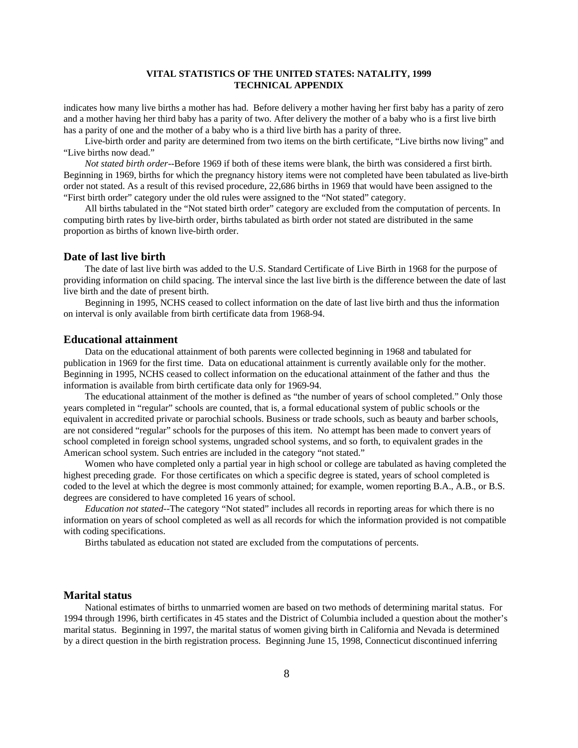indicates how many live births a mother has had. Before delivery a mother having her first baby has a parity of zero and a mother having her third baby has a parity of two. After delivery the mother of a baby who is a first live birth has a parity of one and the mother of a baby who is a third live birth has a parity of three.

Live-birth order and parity are determined from two items on the birth certificate, "Live births now living" and "Live births now dead."

*Not stated birth order*--Before 1969 if both of these items were blank, the birth was considered a first birth. Beginning in 1969, births for which the pregnancy history items were not completed have been tabulated as live-birth order not stated. As a result of this revised procedure, 22,686 births in 1969 that would have been assigned to the "First birth order" category under the old rules were assigned to the "Not stated" category.

All births tabulated in the "Not stated birth order" category are excluded from the computation of percents. In computing birth rates by live-birth order, births tabulated as birth order not stated are distributed in the same proportion as births of known live-birth order.

## Date of last live birth

The date of last live birth was added to the U.S. Standard Certificate of Live Birth in 1968 for the purpose of providing information on child spacing. The interval since the last live birth is the difference between the date of last live birth and the date of present birth.

Beginning in 1995, NCHS ceased to collect information on the date of last live birth and thus the information on interval is only available from birth certificate data from 1968-94.

## Educational attainment

Data on the educational attainment of both parents were collected beginning in 1968 and tabulated for publication in 1969 for the first time. Data on educational attainment is currently available only for the mother. Beginning in 1995, NCHS ceased to collect information on the educational attainment of the father and thus the information is available from birth certificate data only for 1969-94.

The educational attainment of the mother is defined as "the number of years of school completed." Only those years completed in "regular" schools are counted, that is, a formal educational system of public schools or the equivalent in accredited private or parochial schools. Business or trade schools, such as beauty and barber schools, are not considered "regular" schools for the purposes of this item. No attempt has been made to convert years of school completed in foreign school systems, ungraded school systems, and so forth, to equivalent grades in the American school system. Such entries are included in the category "not stated."

Women who have completed only a partial year in high school or college are tabulated as having completed the highest preceding grade. For those certificates on which a specific degree is stated, years of school completed is coded to the level at which the degree is most commonly attained; for example, women reporting B.A., A.B., or B.S. degrees are considered to have completed 16 years of school.

*Education not stated*--The category "Not stated" includes all records in reporting areas for which there is no information on years of school completed as well as all records for which the information provided is not compatible with coding specifications.

Births tabulated as education not stated are excluded from the computations of percents.

## Marital status

National estimates of births to unmarried women are based on two methods of determining marital status. For 1994 through 1996, birth certificates in 45 states and the District of Columbia included a question about the mother's marital status. Beginning in 1997, the marital status of women giving birth in California and Nevada is determined by a direct question in the birth registration process. Beginning June 15, 1998, Connecticut discontinued inferring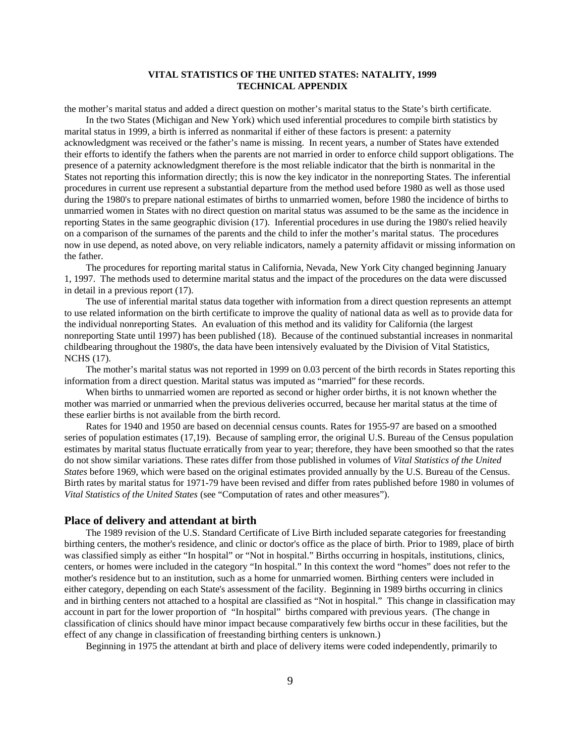the mother’s marital status and added a direct question on mother’s marital status to the State’s birth certificate.

In the two States (Michigan and New York) which used inferential procedures to compile birth statistics by marital status in 1999, a birth is inferred as nonmarital if either of these factors is present: a paternity acknowledgment was received or the father’s name is missing. In recent years, a number of States have extended their efforts to identify the fathers when the parents are not married in order to enforce child support obligations. The presence of a paternity acknowledgment therefore is the most reliable indicator that the birth is nonmarital in the States not reporting this information directly; this is now the key indicator in the nonreporting States. The inferential procedures in current use represent a substantial departure from the method used before 1980 as well as those used during the 1980's to prepare national estimates of births to unmarried women, before 1980 the incidence of births to unmarried women in States with no direct question on marital status was assumed to be the same as the incidence in reporting States in the same geographic division (17). Inferential procedures in use during the 1980's relied heavily on a comparison of the surnames of the parents and the child to infer the mother’s marital status. The procedures now in use depend, as noted above, on very reliable indicators, namely a paternity affidavit or missing information on the father.

The procedures for reporting marital status in California, Nevada, New York City changed beginning January 1, 1997. The methods used to determine marital status and the impact of the procedures on the data were discussed in detail in a previous report (17).

The use of inferential marital status data together with information from a direct question represents an attempt to use related information on the birth certificate to improve the quality of national data as well as to provide data for the individual nonreporting States. An evaluation of this method and its validity for California (the largest nonreporting State until 1997) has been published (18). Because of the continued substantial increases in nonmarital childbearing throughout the 1980's, the data have been intensively evaluated by the Division of Vital Statistics, NCHS (17).

The mother’s marital status was not reported in 1999 on 0.03 percent of the birth records in States reporting this information from a direct question. Marital status was imputed as “married” for these records.

When births to unmarried women are reported as second or higher order births, it is not known whether the mother was married or unmarried when the previous deliveries occurred, because her marital status at the time of these earlier births is not available from the birth record.

Rates for 1940 and 1950 are based on decennial census counts. Rates for 1955-97 are based on a smoothed series of population estimates (17,19). Because of sampling error, the original U.S. Bureau of the Census population estimates by marital status fluctuate erratically from year to year; therefore, they have been smoothed so that the rates do not show similar variations. These rates differ from those published in volumes of *Vital Statistics of the United States* before 1969, which were based on the original estimates provided annually by the U.S. Bureau of the Census. Birth rates by marital status for 1971-79 have been revised and differ from rates published before 1980 in volumes of *Vital Statistics of the United States* (see “Computation of rates and other measures”).

## Place of delivery and attendant at birth

The 1989 revision of the U.S. Standard Certificate of Live Birth included separate categories for freestanding birthing centers, the mother's residence, and clinic or doctor's office as the place of birth. Prior to 1989, place of birth was classified simply as either “In hospital” or “Not in hospital.” Births occurring in hospitals, institutions, clinics, centers, or homes were included in the category “In hospital.” In this context the word “homes” does not refer to the mother's residence but to an institution, such as a home for unmarried women. Birthing centers were included in either category, depending on each State's assessment of the facility. Beginning in 1989 births occurring in clinics and in birthing centers not attached to a hospital are classified as “Not in hospital.” This change in classification may account in part for the lower proportion of “In hospital” births compared with previous years. (The change in classification of clinics should have minor impact because comparatively few births occur in these facilities, but the effect of any change in classification of freestanding birthing centers is unknown.)

Beginning in 1975 the attendant at birth and place of delivery items were coded independently, primarily to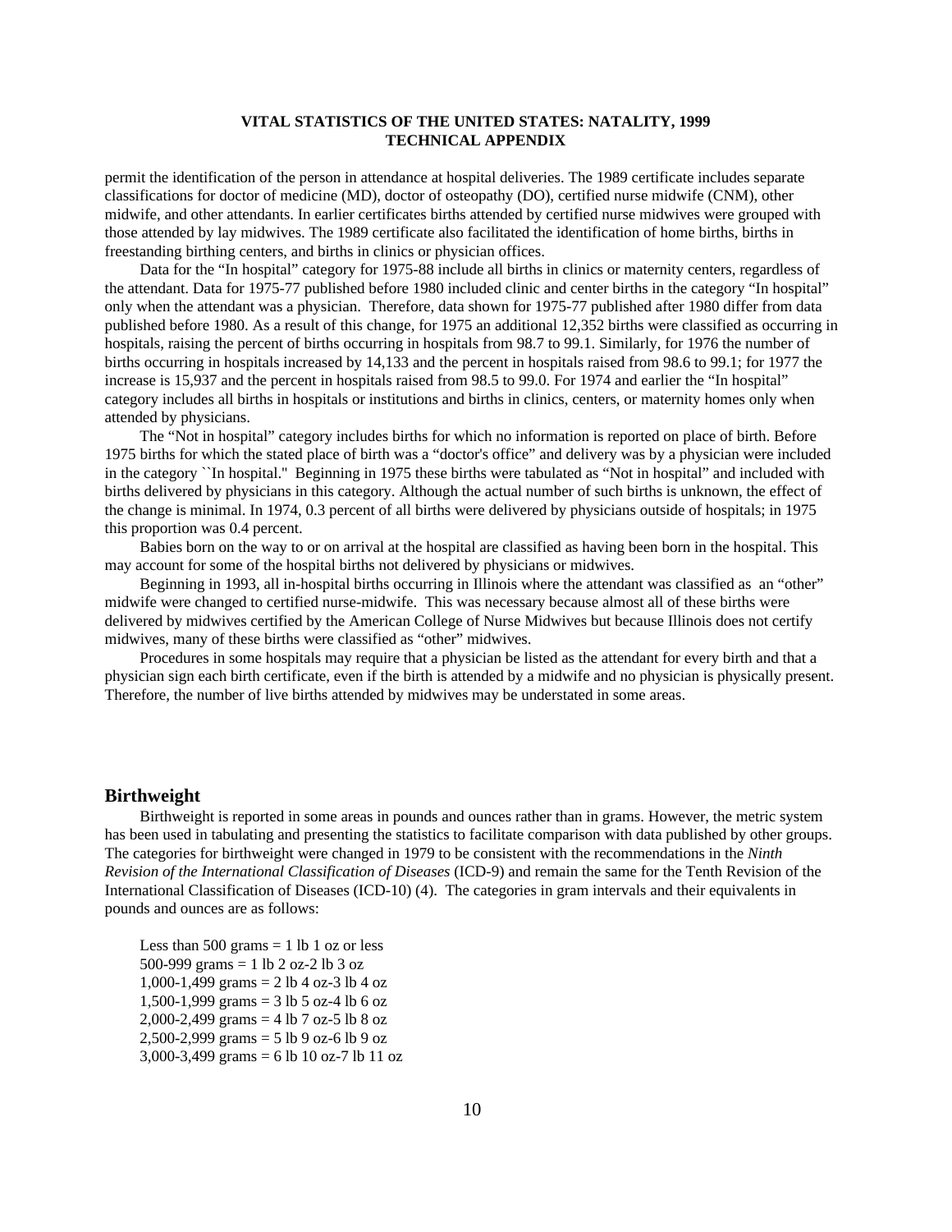permit the identification of the person in attendance at hospital deliveries. The 1989 certificate includes separate classifications for doctor of medicine (MD), doctor of osteopathy (DO), certified nurse midwife (CNM), other midwife, and other attendants. In earlier certificates births attended by certified nurse midwives were grouped with those attended by lay midwives. The 1989 certificate also facilitated the identification of home births, births in freestanding birthing centers, and births in clinics or physician offices.

Data for the "In hospital" category for 1975-88 include all births in clinics or maternity centers, regardless of the attendant. Data for 1975-77 published before 1980 included clinic and center births in the category "In hospital" only when the attendant was a physician. Therefore, data shown for 1975-77 published after 1980 differ from data published before 1980. As a result of this change, for 1975 an additional 12,352 births were classified as occurring in hospitals, raising the percent of births occurring in hospitals from 98.7 to 99.1. Similarly, for 1976 the number of births occurring in hospitals increased by 14,133 and the percent in hospitals raised from 98.6 to 99.1; for 1977 the increase is 15,937 and the percent in hospitals raised from 98.5 to 99.0. For 1974 and earlier the "In hospital" category includes all births in hospitals or institutions and births in clinics, centers, or maternity homes only when attended by physicians.

The "Not in hospital" category includes births for which no information is reported on place of birth. Before 1975 births for which the stated place of birth was a "doctor's office" and delivery was by a physician were included in the category ``In hospital." Beginning in 1975 these births were tabulated as "Not in hospital" and included with births delivered by physicians in this category. Although the actual number of such births is unknown, the effect of the change is minimal. In 1974, 0.3 percent of all births were delivered by physicians outside of hospitals; in 1975 this proportion was 0.4 percent.

Babies born on the way to or on arrival at the hospital are classified as having been born in the hospital. This may account for some of the hospital births not delivered by physicians or midwives.

Beginning in 1993, all in-hospital births occurring in Illinois where the attendant was classified as an "other" midwife were changed to certified nurse-midwife. This was necessary because almost all of these births were delivered by midwives certified by the American College of Nurse Midwives but because Illinois does not certify midwives, many of these births were classified as "other" midwives.

Procedures in some hospitals may require that a physician be listed as the attendant for every birth and that a physician sign each birth certificate, even if the birth is attended by a midwife and no physician is physically present. Therefore, the number of live births attended by midwives may be understated in some areas.

## Birthweight

Birthweight is reported in some areas in pounds and ounces rather than in grams. However, the metric system has been used in tabulating and presenting the statistics to facilitate comparison with data published by other groups. The categories for birthweight were changed in 1979 to be consistent with the recommendations in the *Ninth Revision of the International Classification of Diseases* (ICD-9) and remain the same for the Tenth Revision of the International Classification of Diseases (ICD-10) (4). The categories in gram intervals and their equivalents in pounds and ounces are as follows:

Less than 500 grams = 1 lb 1 oz or less
500-999 grams = 1 lb 2 oz-2 lb 3 oz
1,000-1,499 grams = 2 lb 4 oz-3 lb 4 oz
1,500-1,999 grams = 3 lb 5 oz-4 lb 6 oz
2,000-2,499 grams = 4 lb 7 oz-5 lb 8 oz
2,500-2,999 grams = 5 lb 9 oz-6 lb 9 oz
3,000-3,499 grams = 6 lb 10 oz-7 lb 11 oz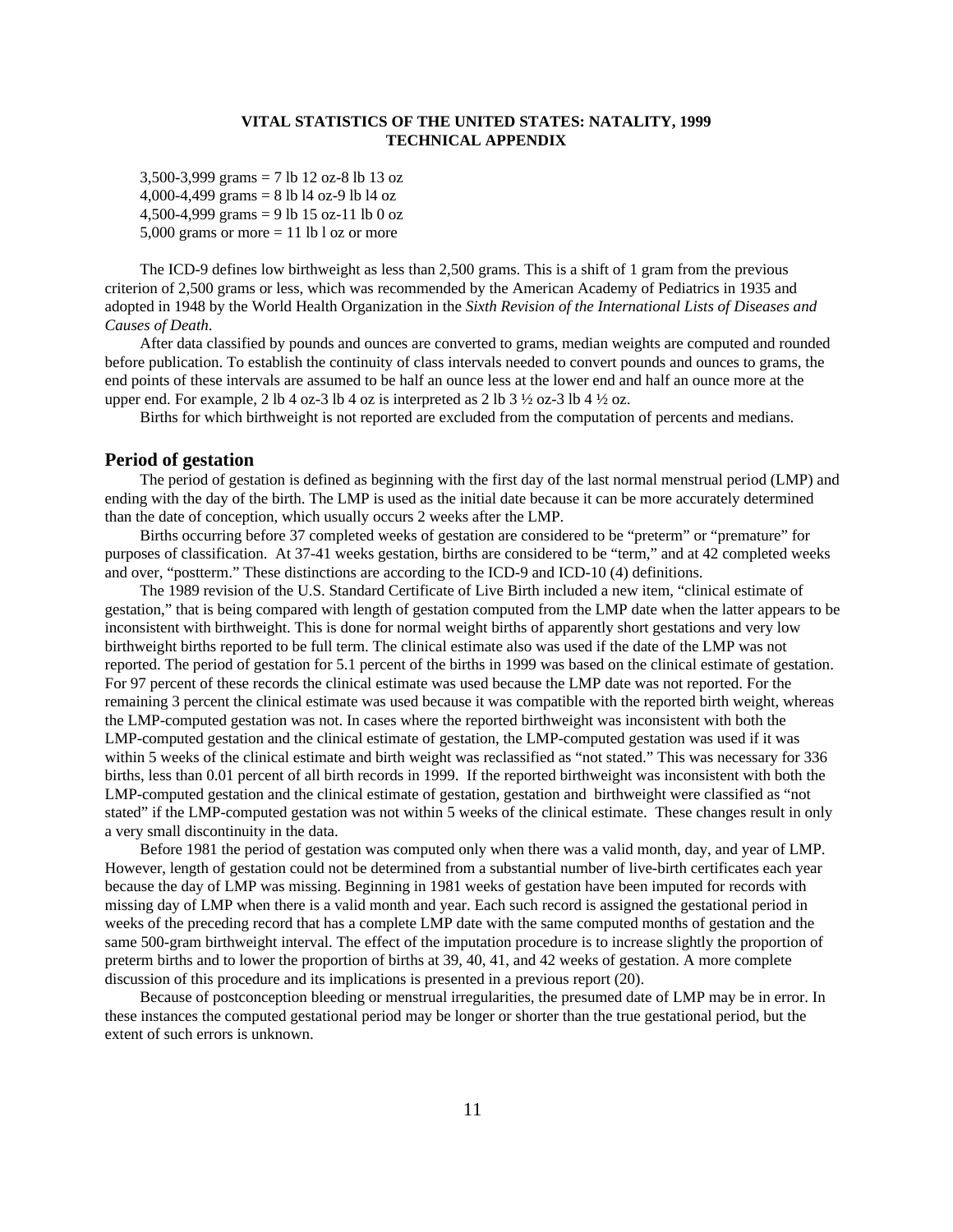3,500-3,999 grams = 7 lb 12 oz-8 lb 13 oz
4,000-4,499 grams = 8 lb l4 oz-9 lb l4 oz
4,500-4,999 grams = 9 lb 15 oz-11 lb 0 oz
5,000 grams or more = 11 lb l oz or more

The ICD-9 defines low birthweight as less than 2,500 grams. This is a shift of 1 gram from the previous criterion of 2,500 grams or less, which was recommended by the American Academy of Pediatrics in 1935 and adopted in 1948 by the World Health Organization in the *Sixth Revision of the International Lists of Diseases and Causes of Death*.

After data classified by pounds and ounces are converted to grams, median weights are computed and rounded before publication. To establish the continuity of class intervals needed to convert pounds and ounces to grams, the end points of these intervals are assumed to be half an ounce less at the lower end and half an ounce more at the upper end. For example, 2 lb 4 oz-3 lb 4 oz is interpreted as 2 lb 3 ½ oz-3 lb 4 ½ oz.

Births for which birthweight is not reported are excluded from the computation of percents and medians.

## Period of gestation

The period of gestation is defined as beginning with the first day of the last normal menstrual period (LMP) and ending with the day of the birth. The LMP is used as the initial date because it can be more accurately determined than the date of conception, which usually occurs 2 weeks after the LMP.

Births occurring before 37 completed weeks of gestation are considered to be "preterm" or "premature" for purposes of classification. At 37-41 weeks gestation, births are considered to be "term," and at 42 completed weeks and over, "postterm." These distinctions are according to the ICD-9 and ICD-10 (4) definitions.

The 1989 revision of the U.S. Standard Certificate of Live Birth included a new item, "clinical estimate of gestation," that is being compared with length of gestation computed from the LMP date when the latter appears to be inconsistent with birthweight. This is done for normal weight births of apparently short gestations and very low birthweight births reported to be full term. The clinical estimate also was used if the date of the LMP was not reported. The period of gestation for 5.1 percent of the births in 1999 was based on the clinical estimate of gestation. For 97 percent of these records the clinical estimate was used because the LMP date was not reported. For the remaining 3 percent the clinical estimate was used because it was compatible with the reported birth weight, whereas the LMP-computed gestation was not. In cases where the reported birthweight was inconsistent with both the LMP-computed gestation and the clinical estimate of gestation, the LMP-computed gestation was used if it was within 5 weeks of the clinical estimate and birth weight was reclassified as "not stated." This was necessary for 336 births, less than 0.01 percent of all birth records in 1999. If the reported birthweight was inconsistent with both the LMP-computed gestation and the clinical estimate of gestation, gestation and birthweight were classified as "not stated" if the LMP-computed gestation was not within 5 weeks of the clinical estimate. These changes result in only a very small discontinuity in the data.

Before 1981 the period of gestation was computed only when there was a valid month, day, and year of LMP. However, length of gestation could not be determined from a substantial number of live-birth certificates each year because the day of LMP was missing. Beginning in 1981 weeks of gestation have been imputed for records with missing day of LMP when there is a valid month and year. Each such record is assigned the gestational period in weeks of the preceding record that has a complete LMP date with the same computed months of gestation and the same 500-gram birthweight interval. The effect of the imputation procedure is to increase slightly the proportion of preterm births and to lower the proportion of births at 39, 40, 41, and 42 weeks of gestation. A more complete discussion of this procedure and its implications is presented in a previous report (20).

Because of postconception bleeding or menstrual irregularities, the presumed date of LMP may be in error. In these instances the computed gestational period may be longer or shorter than the true gestational period, but the extent of such errors is unknown.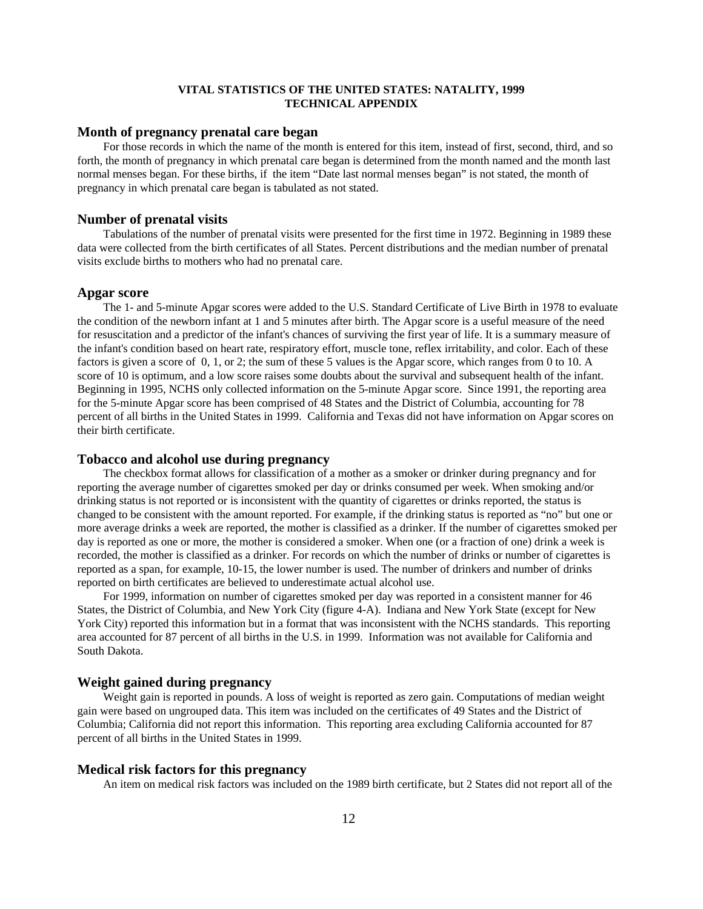**VITAL STATISTICS OF THE UNITED STATES: NATALITY, 1999**
**TECHNICAL APPENDIX**

## Month of pregnancy prenatal care began

For those records in which the name of the month is entered for this item, instead of first, second, third, and so forth, the month of pregnancy in which prenatal care began is determined from the month named and the month last normal menses began. For these births, if the item "Date last normal menses began" is not stated, the month of pregnancy in which prenatal care began is tabulated as not stated.

## Number of prenatal visits

Tabulations of the number of prenatal visits were presented for the first time in 1972. Beginning in 1989 these data were collected from the birth certificates of all States. Percent distributions and the median number of prenatal visits exclude births to mothers who had no prenatal care.

## Apgar score

The 1- and 5-minute Apgar scores were added to the U.S. Standard Certificate of Live Birth in 1978 to evaluate the condition of the newborn infant at 1 and 5 minutes after birth. The Apgar score is a useful measure of the need for resuscitation and a predictor of the infant's chances of surviving the first year of life. It is a summary measure of the infant's condition based on heart rate, respiratory effort, muscle tone, reflex irritability, and color. Each of these factors is given a score of 0, 1, or 2; the sum of these 5 values is the Apgar score, which ranges from 0 to 10. A score of 10 is optimum, and a low score raises some doubts about the survival and subsequent health of the infant. Beginning in 1995, NCHS only collected information on the 5-minute Apgar score. Since 1991, the reporting area for the 5-minute Apgar score has been comprised of 48 States and the District of Columbia, accounting for 78 percent of all births in the United States in 1999. California and Texas did not have information on Apgar scores on their birth certificate.

## Tobacco and alcohol use during pregnancy

The checkbox format allows for classification of a mother as a smoker or drinker during pregnancy and for reporting the average number of cigarettes smoked per day or drinks consumed per week. When smoking and/or drinking status is not reported or is inconsistent with the quantity of cigarettes or drinks reported, the status is changed to be consistent with the amount reported. For example, if the drinking status is reported as "no" but one or more average drinks a week are reported, the mother is classified as a drinker. If the number of cigarettes smoked per day is reported as one or more, the mother is considered a smoker. When one (or a fraction of one) drink a week is recorded, the mother is classified as a drinker. For records on which the number of drinks or number of cigarettes is reported as a span, for example, 10-15, the lower number is used. The number of drinkers and number of drinks reported on birth certificates are believed to underestimate actual alcohol use.

For 1999, information on number of cigarettes smoked per day was reported in a consistent manner for 46 States, the District of Columbia, and New York City (figure 4-A). Indiana and New York State (except for New York City) reported this information but in a format that was inconsistent with the NCHS standards. This reporting area accounted for 87 percent of all births in the U.S. in 1999. Information was not available for California and South Dakota.

## Weight gained during pregnancy

Weight gain is reported in pounds. A loss of weight is reported as zero gain. Computations of median weight gain were based on ungrouped data. This item was included on the certificates of 49 States and the District of Columbia; California did not report this information. This reporting area excluding California accounted for 87 percent of all births in the United States in 1999.

## Medical risk factors for this pregnancy

An item on medical risk factors was included on the 1989 birth certificate, but 2 States did not report all of the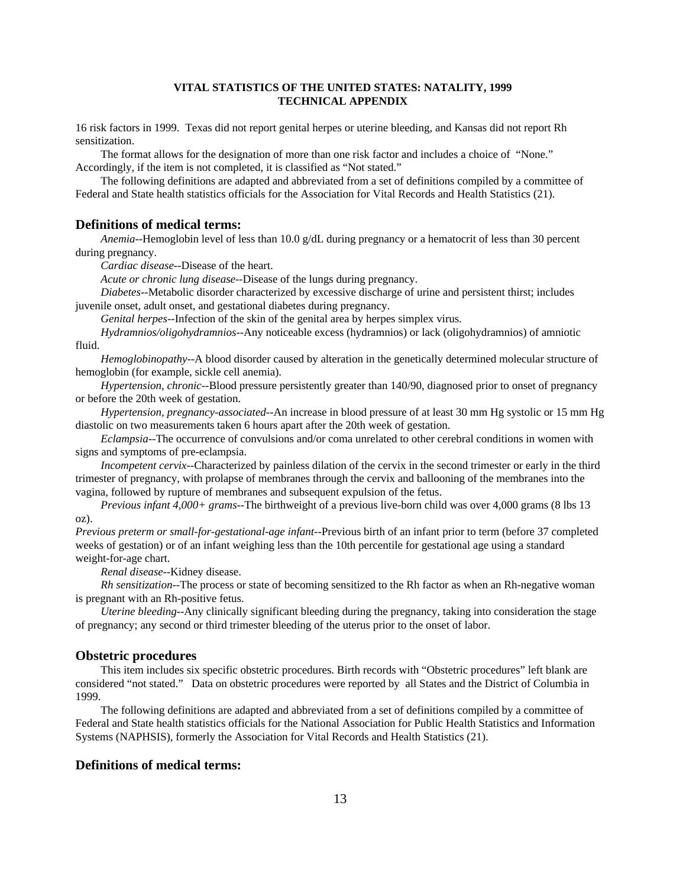16 risk factors in 1999. Texas did not report genital herpes or uterine bleeding, and Kansas did not report Rh sensitization.

The format allows for the designation of more than one risk factor and includes a choice of "None." Accordingly, if the item is not completed, it is classified as "Not stated."

The following definitions are adapted and abbreviated from a set of definitions compiled by a committee of Federal and State health statistics officials for the Association for Vital Records and Health Statistics (21).

## Definitions of medical terms:

*Anemia*--Hemoglobin level of less than 10.0 g/dL during pregnancy or a hematocrit of less than 30 percent during pregnancy.

*Cardiac disease*--Disease of the heart.

*Acute or chronic lung disease*--Disease of the lungs during pregnancy.

*Diabetes*--Metabolic disorder characterized by excessive discharge of urine and persistent thirst; includes juvenile onset, adult onset, and gestational diabetes during pregnancy.

*Genital herpes*--Infection of the skin of the genital area by herpes simplex virus.

*Hydramnios/oligohydramnios*--Any noticeable excess (hydramnios) or lack (oligohydramnios) of amniotic fluid.

*Hemoglobinopathy*--A blood disorder caused by alteration in the genetically determined molecular structure of hemoglobin (for example, sickle cell anemia).

*Hypertension, chronic*--Blood pressure persistently greater than 140/90, diagnosed prior to onset of pregnancy or before the 20th week of gestation.

*Hypertension, pregnancy-associated*--An increase in blood pressure of at least 30 mm Hg systolic or 15 mm Hg diastolic on two measurements taken 6 hours apart after the 20th week of gestation.

*Eclampsia*--The occurrence of convulsions and/or coma unrelated to other cerebral conditions in women with signs and symptoms of pre-eclampsia.

*Incompetent cervix*--Characterized by painless dilation of the cervix in the second trimester or early in the third trimester of pregnancy, with prolapse of membranes through the cervix and ballooning of the membranes into the vagina, followed by rupture of membranes and subsequent expulsion of the fetus.

*Previous infant 4,000+ grams*--The birthweight of a previous live-born child was over 4,000 grams (8 lbs 13 oz).

*Previous preterm or small-for-gestational-age infant*--Previous birth of an infant prior to term (before 37 completed weeks of gestation) or of an infant weighing less than the 10th percentile for gestational age using a standard weight-for-age chart.

*Renal disease*--Kidney disease.

*Rh sensitization*--The process or state of becoming sensitized to the Rh factor as when an Rh-negative woman is pregnant with an Rh-positive fetus.

*Uterine bleeding*--Any clinically significant bleeding during the pregnancy, taking into consideration the stage of pregnancy; any second or third trimester bleeding of the uterus prior to the onset of labor.

## Obstetric procedures

This item includes six specific obstetric procedures. Birth records with "Obstetric procedures" left blank are considered "not stated." Data on obstetric procedures were reported by all States and the District of Columbia in 1999.

The following definitions are adapted and abbreviated from a set of definitions compiled by a committee of Federal and State health statistics officials for the National Association for Public Health Statistics and Information Systems (NAPHSIS), formerly the Association for Vital Records and Health Statistics (21).

## Definitions of medical terms: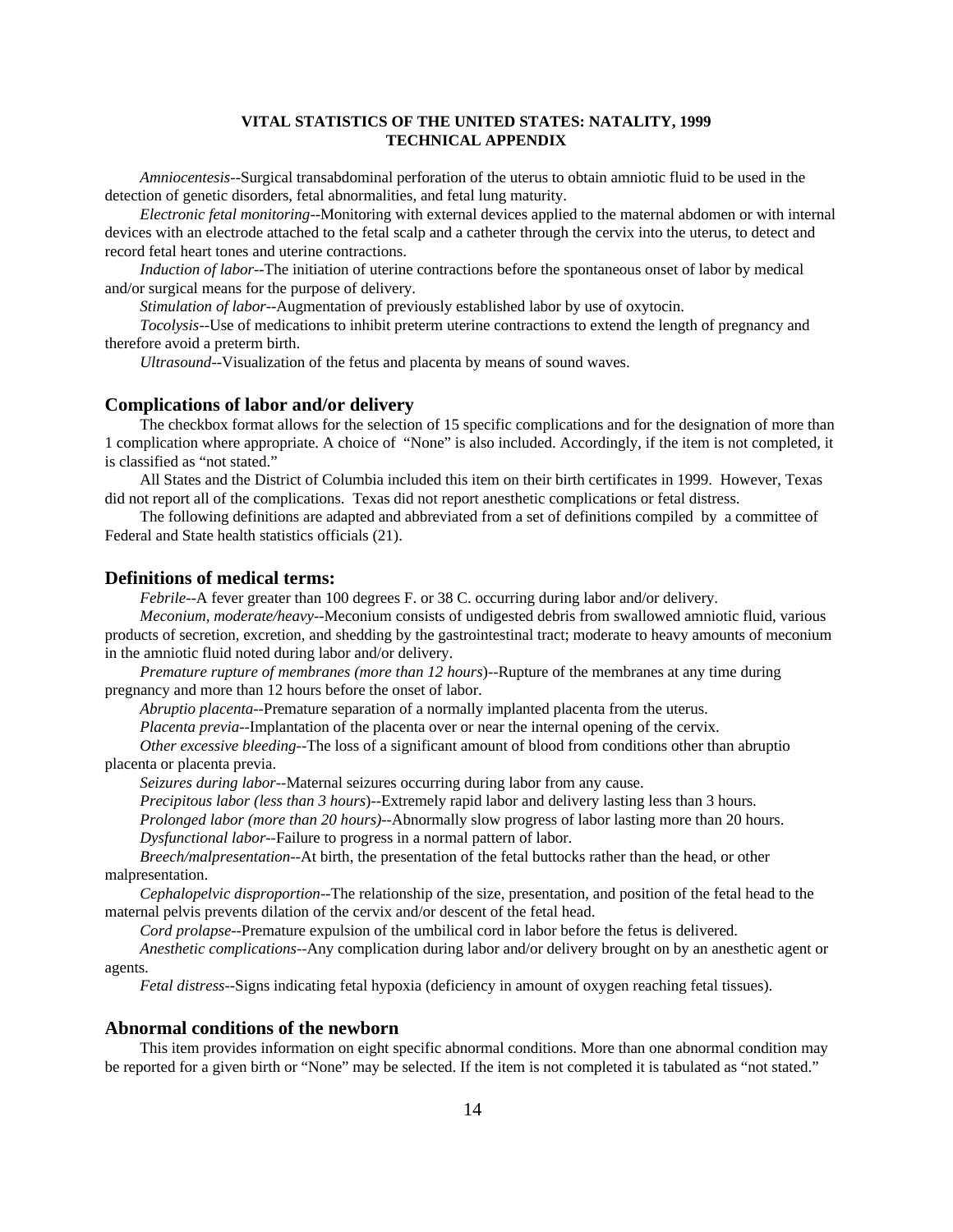*Amniocentesis*--Surgical transabdominal perforation of the uterus to obtain amniotic fluid to be used in the detection of genetic disorders, fetal abnormalities, and fetal lung maturity.

*Electronic fetal monitoring*--Monitoring with external devices applied to the maternal abdomen or with internal devices with an electrode attached to the fetal scalp and a catheter through the cervix into the uterus, to detect and record fetal heart tones and uterine contractions.

*Induction of labor*--The initiation of uterine contractions before the spontaneous onset of labor by medical and/or surgical means for the purpose of delivery.

*Stimulation of labor*--Augmentation of previously established labor by use of oxytocin.

*Tocolysis*--Use of medications to inhibit preterm uterine contractions to extend the length of pregnancy and therefore avoid a preterm birth.

*Ultrasound*--Visualization of the fetus and placenta by means of sound waves.

## Complications of labor and/or delivery

The checkbox format allows for the selection of 15 specific complications and for the designation of more than 1 complication where appropriate. A choice of "None" is also included. Accordingly, if the item is not completed, it is classified as "not stated."

All States and the District of Columbia included this item on their birth certificates in 1999. However, Texas did not report all of the complications. Texas did not report anesthetic complications or fetal distress.

The following definitions are adapted and abbreviated from a set of definitions compiled by a committee of Federal and State health statistics officials (21).

## Definitions of medical terms:

*Febrile*--A fever greater than 100 degrees F. or 38 C. occurring during labor and/or delivery.

*Meconium, moderate/heavy*--Meconium consists of undigested debris from swallowed amniotic fluid, various products of secretion, excretion, and shedding by the gastrointestinal tract; moderate to heavy amounts of meconium in the amniotic fluid noted during labor and/or delivery.

*Premature rupture of membranes (more than 12 hours*)--Rupture of the membranes at any time during pregnancy and more than 12 hours before the onset of labor.

*Abruptio placenta*--Premature separation of a normally implanted placenta from the uterus.

*Placenta previa*--Implantation of the placenta over or near the internal opening of the cervix.

*Other excessive bleeding*--The loss of a significant amount of blood from conditions other than abruptio placenta or placenta previa.

*Seizures during labor*--Maternal seizures occurring during labor from any cause.

*Precipitous labor (less than 3 hours*)--Extremely rapid labor and delivery lasting less than 3 hours.

*Prolonged labor (more than 20 hours)*--Abnormally slow progress of labor lasting more than 20 hours.

*Dysfunctional labor*--Failure to progress in a normal pattern of labor.

*Breech/malpresentation*--At birth, the presentation of the fetal buttocks rather than the head, or other malpresentation.

*Cephalopelvic disproportion*--The relationship of the size, presentation, and position of the fetal head to the maternal pelvis prevents dilation of the cervix and/or descent of the fetal head.

*Cord prolapse*--Premature expulsion of the umbilical cord in labor before the fetus is delivered.

*Anesthetic complications*--Any complication during labor and/or delivery brought on by an anesthetic agent or agents.

*Fetal distress*--Signs indicating fetal hypoxia (deficiency in amount of oxygen reaching fetal tissues).

## Abnormal conditions of the newborn

This item provides information on eight specific abnormal conditions. More than one abnormal condition may be reported for a given birth or "None" may be selected. If the item is not completed it is tabulated as "not stated."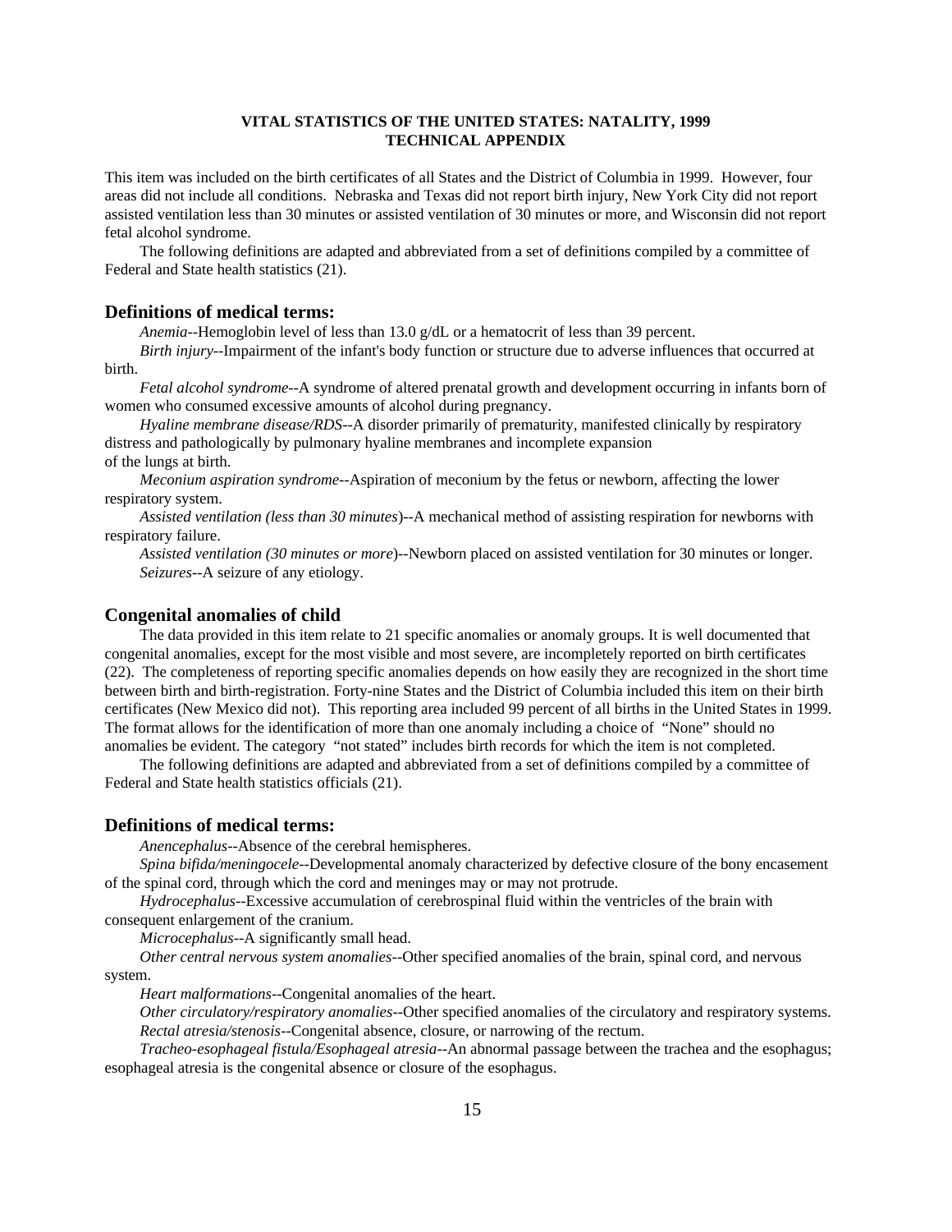This item was included on the birth certificates of all States and the District of Columbia in 1999. However, four areas did not include all conditions. Nebraska and Texas did not report birth injury, New York City did not report assisted ventilation less than 30 minutes or assisted ventilation of 30 minutes or more, and Wisconsin did not report fetal alcohol syndrome.

The following definitions are adapted and abbreviated from a set of definitions compiled by a committee of Federal and State health statistics (21).

## Definitions of medical terms:

*Anemia*--Hemoglobin level of less than 13.0 g/dL or a hematocrit of less than 39 percent.

*Birth injury*--Impairment of the infant's body function or structure due to adverse influences that occurred at birth.

*Fetal alcohol syndrome*--A syndrome of altered prenatal growth and development occurring in infants born of women who consumed excessive amounts of alcohol during pregnancy.

*Hyaline membrane disease/RDS*--A disorder primarily of prematurity, manifested clinically by respiratory distress and pathologically by pulmonary hyaline membranes and incomplete expansion of the lungs at birth.

*Meconium aspiration syndrome*--Aspiration of meconium by the fetus or newborn, affecting the lower respiratory system.

*Assisted ventilation (less than 30 minutes*)--A mechanical method of assisting respiration for newborns with respiratory failure.

*Assisted ventilation (30 minutes or more*)--Newborn placed on assisted ventilation for 30 minutes or longer.

*Seizures*--A seizure of any etiology.

## Congenital anomalies of child

The data provided in this item relate to 21 specific anomalies or anomaly groups. It is well documented that congenital anomalies, except for the most visible and most severe, are incompletely reported on birth certificates (22). The completeness of reporting specific anomalies depends on how easily they are recognized in the short time between birth and birth-registration. Forty-nine States and the District of Columbia included this item on their birth certificates (New Mexico did not). This reporting area included 99 percent of all births in the United States in 1999. The format allows for the identification of more than one anomaly including a choice of "None" should no anomalies be evident. The category "not stated" includes birth records for which the item is not completed.

The following definitions are adapted and abbreviated from a set of definitions compiled by a committee of Federal and State health statistics officials (21).

## Definitions of medical terms:

*Anencephalus*--Absence of the cerebral hemispheres.

*Spina bifida/meningocele*--Developmental anomaly characterized by defective closure of the bony encasement of the spinal cord, through which the cord and meninges may or may not protrude.

*Hydrocephalus*--Excessive accumulation of cerebrospinal fluid within the ventricles of the brain with consequent enlargement of the cranium.

*Microcephalus*--A significantly small head.

*Other central nervous system anomalies*--Other specified anomalies of the brain, spinal cord, and nervous system.

*Heart malformations*--Congenital anomalies of the heart.

*Other circulatory/respiratory anomalies*--Other specified anomalies of the circulatory and respiratory systems.

*Rectal atresia/stenosis*--Congenital absence, closure, or narrowing of the rectum.

*Tracheo-esophageal fistula/Esophageal atresia*--An abnormal passage between the trachea and the esophagus; esophageal atresia is the congenital absence or closure of the esophagus.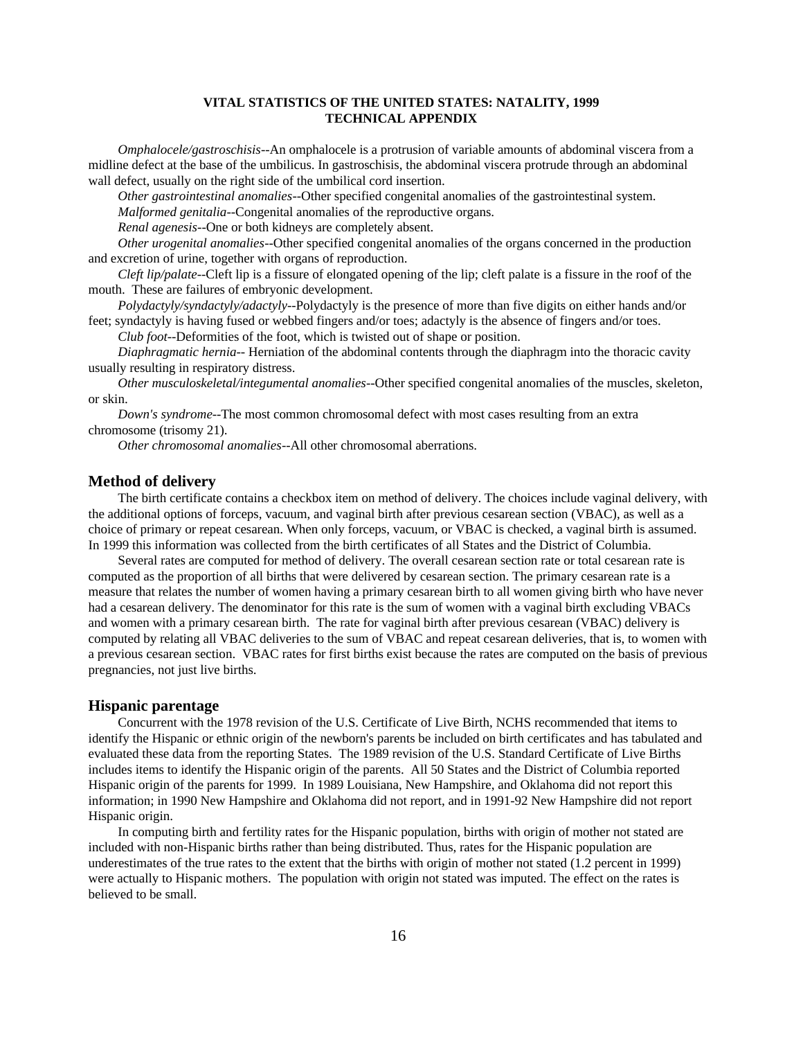*Omphalocele/gastroschisis*--An omphalocele is a protrusion of variable amounts of abdominal viscera from a midline defect at the base of the umbilicus. In gastroschisis, the abdominal viscera protrude through an abdominal wall defect, usually on the right side of the umbilical cord insertion.

*Other gastrointestinal anomalies*--Other specified congenital anomalies of the gastrointestinal system.

*Malformed genitalia*--Congenital anomalies of the reproductive organs.

*Renal agenesis*--One or both kidneys are completely absent.

*Other urogenital anomalies*--Other specified congenital anomalies of the organs concerned in the production and excretion of urine, together with organs of reproduction.

*Cleft lip/palate*--Cleft lip is a fissure of elongated opening of the lip; cleft palate is a fissure in the roof of the mouth. These are failures of embryonic development.

*Polydactyly/syndactyly/adactyly*--Polydactyly is the presence of more than five digits on either hands and/or feet; syndactyly is having fused or webbed fingers and/or toes; adactyly is the absence of fingers and/or toes.

*Club foot*--Deformities of the foot, which is twisted out of shape or position.

*Diaphragmatic hernia*-- Herniation of the abdominal contents through the diaphragm into the thoracic cavity usually resulting in respiratory distress.

*Other musculoskeletal/integumental anomalies*--Other specified congenital anomalies of the muscles, skeleton, or skin.

*Down's syndrome*--The most common chromosomal defect with most cases resulting from an extra chromosome (trisomy 21).

*Other chromosomal anomalies*--All other chromosomal aberrations.

## Method of delivery

The birth certificate contains a checkbox item on method of delivery. The choices include vaginal delivery, with the additional options of forceps, vacuum, and vaginal birth after previous cesarean section (VBAC), as well as a choice of primary or repeat cesarean. When only forceps, vacuum, or VBAC is checked, a vaginal birth is assumed. In 1999 this information was collected from the birth certificates of all States and the District of Columbia.

Several rates are computed for method of delivery. The overall cesarean section rate or total cesarean rate is computed as the proportion of all births that were delivered by cesarean section. The primary cesarean rate is a measure that relates the number of women having a primary cesarean birth to all women giving birth who have never had a cesarean delivery. The denominator for this rate is the sum of women with a vaginal birth excluding VBACs and women with a primary cesarean birth. The rate for vaginal birth after previous cesarean (VBAC) delivery is computed by relating all VBAC deliveries to the sum of VBAC and repeat cesarean deliveries, that is, to women with a previous cesarean section. VBAC rates for first births exist because the rates are computed on the basis of previous pregnancies, not just live births.

## Hispanic parentage

Concurrent with the 1978 revision of the U.S. Certificate of Live Birth, NCHS recommended that items to identify the Hispanic or ethnic origin of the newborn's parents be included on birth certificates and has tabulated and evaluated these data from the reporting States. The 1989 revision of the U.S. Standard Certificate of Live Births includes items to identify the Hispanic origin of the parents. All 50 States and the District of Columbia reported Hispanic origin of the parents for 1999. In 1989 Louisiana, New Hampshire, and Oklahoma did not report this information; in 1990 New Hampshire and Oklahoma did not report, and in 1991-92 New Hampshire did not report Hispanic origin.

In computing birth and fertility rates for the Hispanic population, births with origin of mother not stated are included with non-Hispanic births rather than being distributed. Thus, rates for the Hispanic population are underestimates of the true rates to the extent that the births with origin of mother not stated (1.2 percent in 1999) were actually to Hispanic mothers. The population with origin not stated was imputed. The effect on the rates is believed to be small.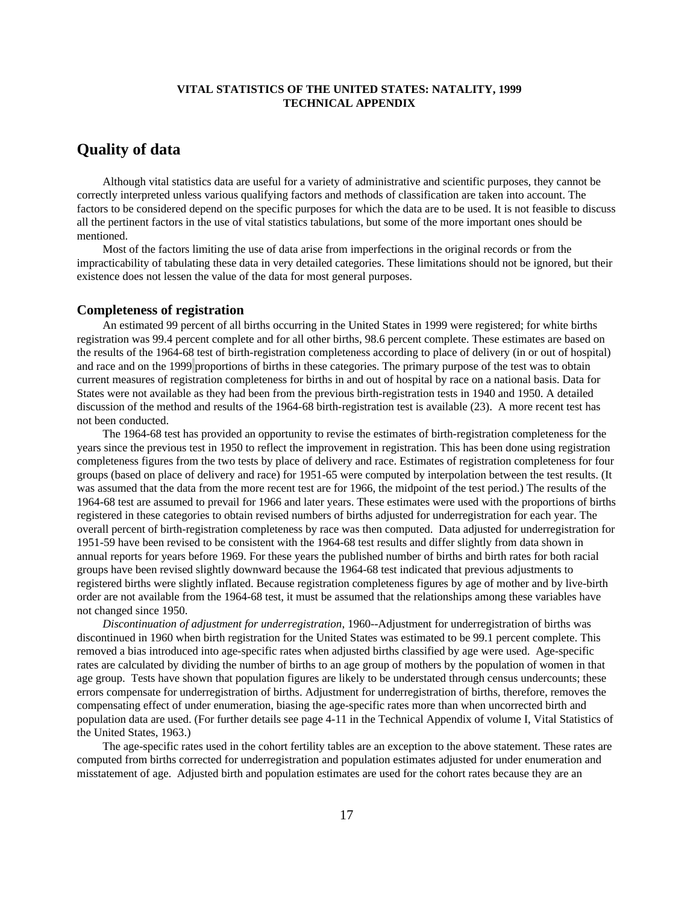**VITAL STATISTICS OF THE UNITED STATES: NATALITY, 1999**
**TECHNICAL APPENDIX**

# Quality of data

Although vital statistics data are useful for a variety of administrative and scientific purposes, they cannot be correctly interpreted unless various qualifying factors and methods of classification are taken into account. The factors to be considered depend on the specific purposes for which the data are to be used. It is not feasible to discuss all the pertinent factors in the use of vital statistics tabulations, but some of the more important ones should be mentioned.

Most of the factors limiting the use of data arise from imperfections in the original records or from the impracticability of tabulating these data in very detailed categories. These limitations should not be ignored, but their existence does not lessen the value of the data for most general purposes.

## Completeness of registration

An estimated 99 percent of all births occurring in the United States in 1999 were registered; for white births registration was 99.4 percent complete and for all other births, 98.6 percent complete. These estimates are based on the results of the 1964-68 test of birth-registration completeness according to place of delivery (in or out of hospital) and race and on the 1999 proportions of births in these categories. The primary purpose of the test was to obtain current measures of registration completeness for births in and out of hospital by race on a national basis. Data for States were not available as they had been from the previous birth-registration tests in 1940 and 1950. A detailed discussion of the method and results of the 1964-68 birth-registration test is available (23). A more recent test has not been conducted.

The 1964-68 test has provided an opportunity to revise the estimates of birth-registration completeness for the years since the previous test in 1950 to reflect the improvement in registration. This has been done using registration completeness figures from the two tests by place of delivery and race. Estimates of registration completeness for four groups (based on place of delivery and race) for 1951-65 were computed by interpolation between the test results. (It was assumed that the data from the more recent test are for 1966, the midpoint of the test period.) The results of the 1964-68 test are assumed to prevail for 1966 and later years. These estimates were used with the proportions of births registered in these categories to obtain revised numbers of births adjusted for underregistration for each year. The overall percent of birth-registration completeness by race was then computed. Data adjusted for underregistration for 1951-59 have been revised to be consistent with the 1964-68 test results and differ slightly from data shown in annual reports for years before 1969. For these years the published number of births and birth rates for both racial groups have been revised slightly downward because the 1964-68 test indicated that previous adjustments to registered births were slightly inflated. Because registration completeness figures by age of mother and by live-birth order are not available from the 1964-68 test, it must be assumed that the relationships among these variables have not changed since 1950.

*Discontinuation of adjustment for underregistration*, 1960--Adjustment for underregistration of births was discontinued in 1960 when birth registration for the United States was estimated to be 99.1 percent complete. This removed a bias introduced into age-specific rates when adjusted births classified by age were used. Age-specific rates are calculated by dividing the number of births to an age group of mothers by the population of women in that age group. Tests have shown that population figures are likely to be understated through census undercounts; these errors compensate for underregistration of births. Adjustment for underregistration of births, therefore, removes the compensating effect of under enumeration, biasing the age-specific rates more than when uncorrected birth and population data are used. (For further details see page 4-11 in the Technical Appendix of volume I, Vital Statistics of the United States, 1963.)

The age-specific rates used in the cohort fertility tables are an exception to the above statement. These rates are computed from births corrected for underregistration and population estimates adjusted for under enumeration and misstatement of age. Adjusted birth and population estimates are used for the cohort rates because they are an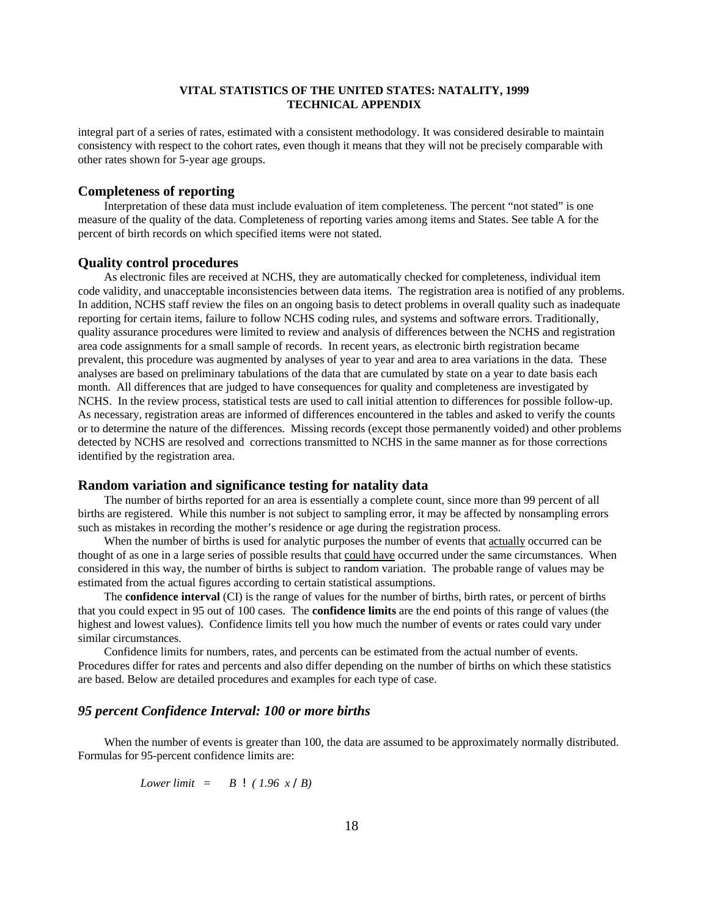integral part of a series of rates, estimated with a consistent methodology. It was considered desirable to maintain consistency with respect to the cohort rates, even though it means that they will not be precisely comparable with other rates shown for 5-year age groups.

## Completeness of reporting

Interpretation of these data must include evaluation of item completeness. The percent "not stated" is one measure of the quality of the data. Completeness of reporting varies among items and States. See table A for the percent of birth records on which specified items were not stated.

## Quality control procedures

As electronic files are received at NCHS, they are automatically checked for completeness, individual item code validity, and unacceptable inconsistencies between data items. The registration area is notified of any problems. In addition, NCHS staff review the files on an ongoing basis to detect problems in overall quality such as inadequate reporting for certain items, failure to follow NCHS coding rules, and systems and software errors. Traditionally, quality assurance procedures were limited to review and analysis of differences between the NCHS and registration area code assignments for a small sample of records. In recent years, as electronic birth registration became prevalent, this procedure was augmented by analyses of year to year and area to area variations in the data. These analyses are based on preliminary tabulations of the data that are cumulated by state on a year to date basis each month. All differences that are judged to have consequences for quality and completeness are investigated by NCHS. In the review process, statistical tests are used to call initial attention to differences for possible follow-up. As necessary, registration areas are informed of differences encountered in the tables and asked to verify the counts or to determine the nature of the differences. Missing records (except those permanently voided) and other problems detected by NCHS are resolved and corrections transmitted to NCHS in the same manner as for those corrections identified by the registration area.

## Random variation and significance testing for natality data

The number of births reported for an area is essentially a complete count, since more than 99 percent of all births are registered. While this number is not subject to sampling error, it may be affected by nonsampling errors such as mistakes in recording the mother's residence or age during the registration process.

When the number of births is used for analytic purposes the number of events that actually occurred can be thought of as one in a large series of possible results that could have occurred under the same circumstances. When considered in this way, the number of births is subject to random variation. The probable range of values may be estimated from the actual figures according to certain statistical assumptions.

The **confidence interval** (CI) is the range of values for the number of births, birth rates, or percent of births that you could expect in 95 out of 100 cases. The **confidence limits** are the end points of this range of values (the highest and lowest values). Confidence limits tell you how much the number of events or rates could vary under similar circumstances.

Confidence limits for numbers, rates, and percents can be estimated from the actual number of events. Procedures differ for rates and percents and also differ depending on the number of births on which these statistics are based. Below are detailed procedures and examples for each type of case.

### *95 percent Confidence Interval: 100 or more births*

When the number of events is greater than 100, the data are assumed to be approximately normally distributed. Formulas for 95-percent confidence limits are:

$$\text{Lower limit} = B - (1.96 \times \sqrt{B})$$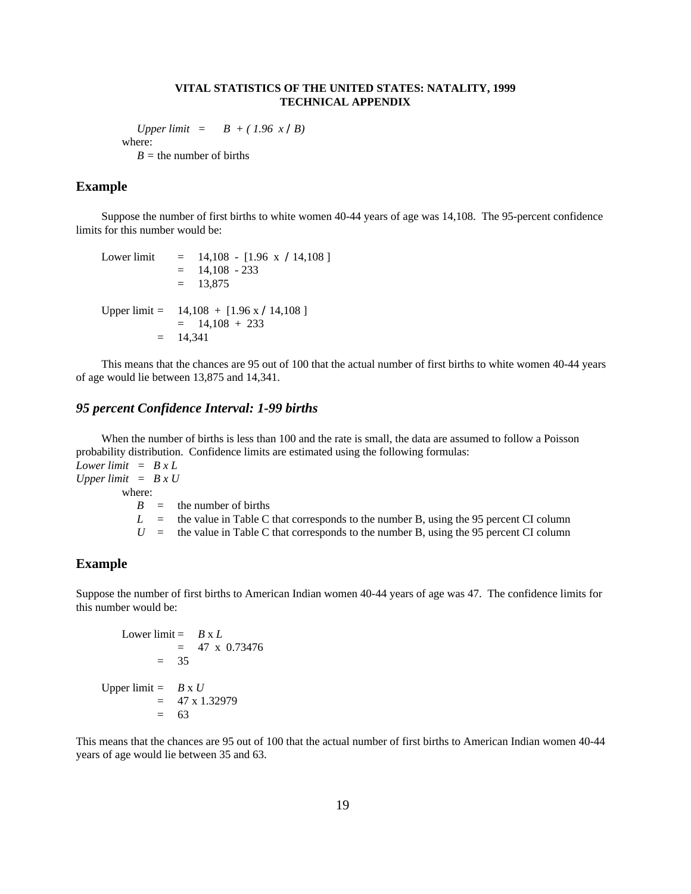*Upper limit* = *B* + *( 1.96 x* / *B)*

where:

*B* = the number of births

## Example

Suppose the number of first births to white women 40-44 years of age was 14,108. The 95-percent confidence limits for this number would be:

Lower limit = 14,108 - [1.96 x / 14,108 ]
= 14,108 - 233
= 13,875

Upper limit = 14,108 + [1.96 x / 14,108 ]
= 14,108 + 233
= 14,341

This means that the chances are 95 out of 100 that the actual number of first births to white women 40-44 years of age would lie between 13,875 and 14,341.

## *95 percent Confidence Interval: 1-99 births*

When the number of births is less than 100 and the rate is small, the data are assumed to follow a Poisson probability distribution. Confidence limits are estimated using the following formulas:

*Lower limit* = *B x L*
*Upper limit* = *B x U*

where:

*B* = the number of births
*L* = the value in Table C that corresponds to the number B, using the 95 percent CI column
*U* = the value in Table C that corresponds to the number B, using the 95 percent CI column

## Example

Suppose the number of first births to American Indian women 40-44 years of age was 47. The confidence limits for this number would be:

Lower limit = *B* x *L*
= 47 x 0.73476
= 35

Upper limit = *B* x *U*
= 47 x 1.32979
= 63

This means that the chances are 95 out of 100 that the actual number of first births to American Indian women 40-44 years of age would lie between 35 and 63.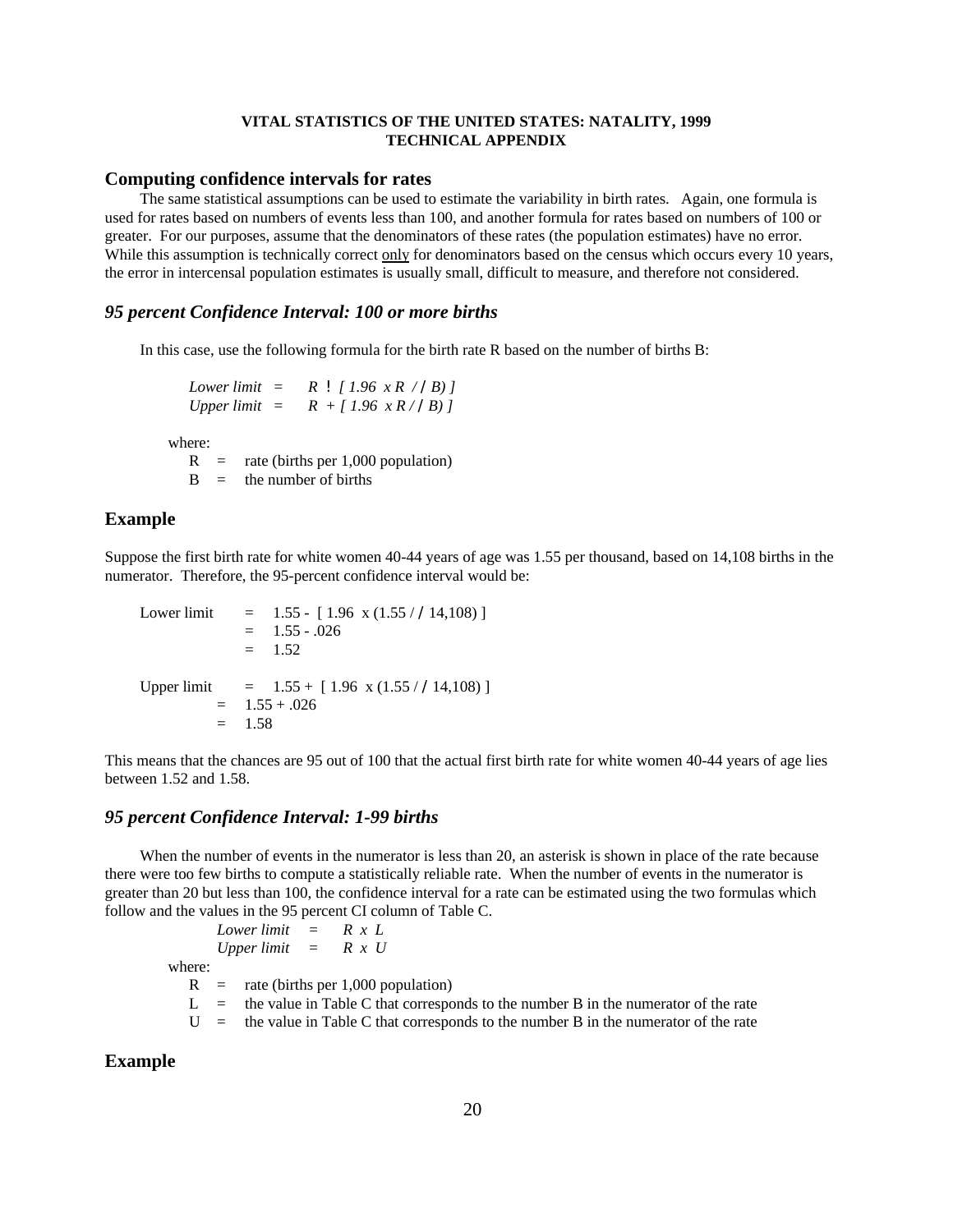## Computing confidence intervals for rates

The same statistical assumptions can be used to estimate the variability in birth rates. Again, one formula is used for rates based on numbers of events less than 100, and another formula for rates based on numbers of 100 or greater. For our purposes, assume that the denominators of these rates (the population estimates) have no error. While this assumption is technically correct <u>only</u> for denominators based on the census which occurs every 10 years, the error in intercensal population estimates is usually small, difficult to measure, and therefore not considered.

### *95 percent Confidence Interval: 100 or more births*

In this case, use the following formula for the birth rate R based on the number of births B:

*Lower limit* = $R - [1.96 \times R / \sqrt{B})]$
*Upper limit* = $R + [1.96 \times R / \sqrt{B})]$

where:

R = rate (births per 1,000 population)
B = the number of births

## Example

Suppose the first birth rate for white women 40-44 years of age was 1.55 per thousand, based on 14,108 births in the numerator. Therefore, the 95-percent confidence interval would be:

Lower limit = $1.55 - [1.96 \times (1.55 / \sqrt{14,108})]$
= 1.55 - .026
= 1.52

Upper limit = $1.55 + [1.96 \times (1.55 / \sqrt{14,108})]$
= 1.55 + .026
= 1.58

This means that the chances are 95 out of 100 that the actual first birth rate for white women 40-44 years of age lies between 1.52 and 1.58.

### *95 percent Confidence Interval: 1-99 births*

When the number of events in the numerator is less than 20, an asterisk is shown in place of the rate because there were too few births to compute a statistically reliable rate. When the number of events in the numerator is greater than 20 but less than 100, the confidence interval for a rate can be estimated using the two formulas which follow and the values in the 95 percent CI column of Table C.

*Lower limit* = $R \times L$
*Upper limit* = $R \times U$

where:

R = rate (births per 1,000 population)
L = the value in Table C that corresponds to the number B in the numerator of the rate
U = the value in Table C that corresponds to the number B in the numerator of the rate

## Example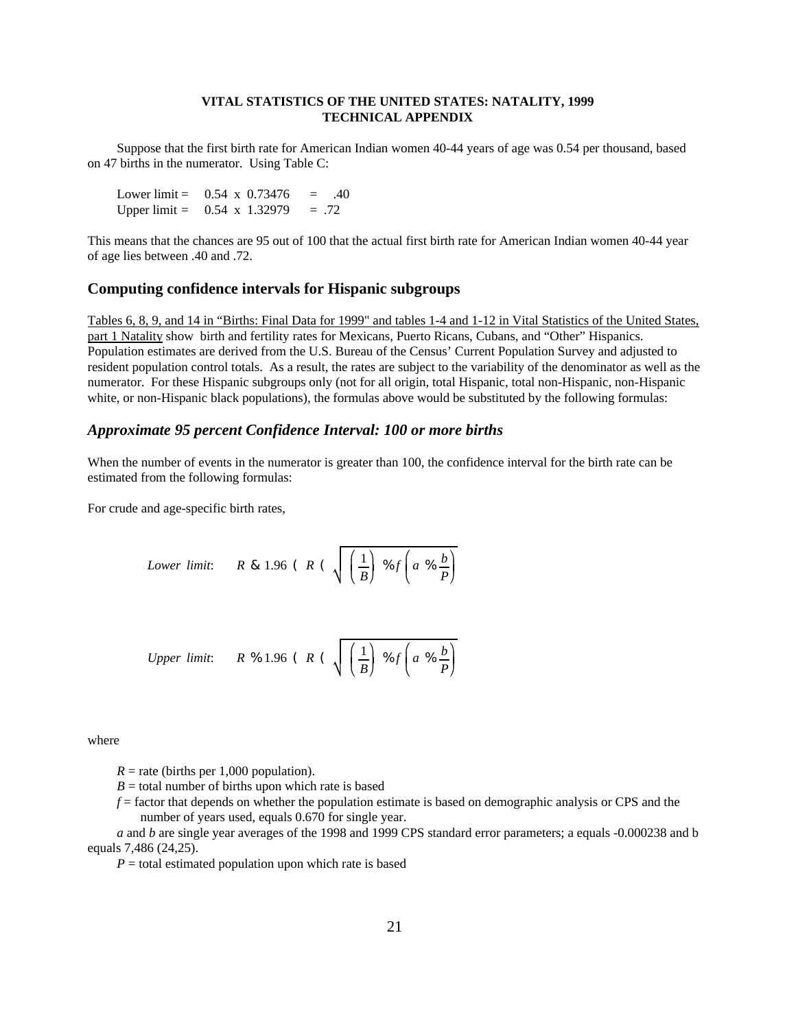Suppose that the first birth rate for American Indian women 40-44 years of age was 0.54 per thousand, based on 47 births in the numerator. Using Table C:

Lower limit = 0.54 x 0.73476 = .40
Upper limit = 0.54 x 1.32979 = .72

This means that the chances are 95 out of 100 that the actual first birth rate for American Indian women 40-44 year of age lies between .40 and .72.

## Computing confidence intervals for Hispanic subgroups

Tables 6, 8, 9, and 14 in "Births: Final Data for 1999" and tables 1-4 and 1-12 in Vital Statistics of the United States, part 1 Natality show birth and fertility rates for Mexicans, Puerto Ricans, Cubans, and "Other" Hispanics. Population estimates are derived from the U.S. Bureau of the Census' Current Population Survey and adjusted to resident population control totals. As a result, the rates are subject to the variability of the denominator as well as the numerator. For these Hispanic subgroups only (not for all origin, total Hispanic, total non-Hispanic, non-Hispanic white, or non-Hispanic black populations), the formulas above would be substituted by the following formulas:

### *Approximate 95 percent Confidence Interval: 100 or more births*

When the number of events in the numerator is greater than 100, the confidence interval for the birth rate can be estimated from the following formulas:

For crude and age-specific birth rates,

$$\textit{Lower limit:} \quad R - 1.96 \times R \times \sqrt{\left(\frac{1}{B}\right) + f\left(a + \frac{b}{P}\right)}$$

$$\textit{Upper limit:} \quad R + 1.96 \times R \times \sqrt{\left(\frac{1}{B}\right) + f\left(a + \frac{b}{P}\right)}$$

where

$R$ = rate (births per 1,000 population).
$B$ = total number of births upon which rate is based
$f$ = factor that depends on whether the population estimate is based on demographic analysis or CPS and the number of years used, equals 0.670 for single year.
$a$ and $b$ are single year averages of the 1998 and 1999 CPS standard error parameters; a equals -0.000238 and b equals 7,486 (24,25).
$P$ = total estimated population upon which rate is based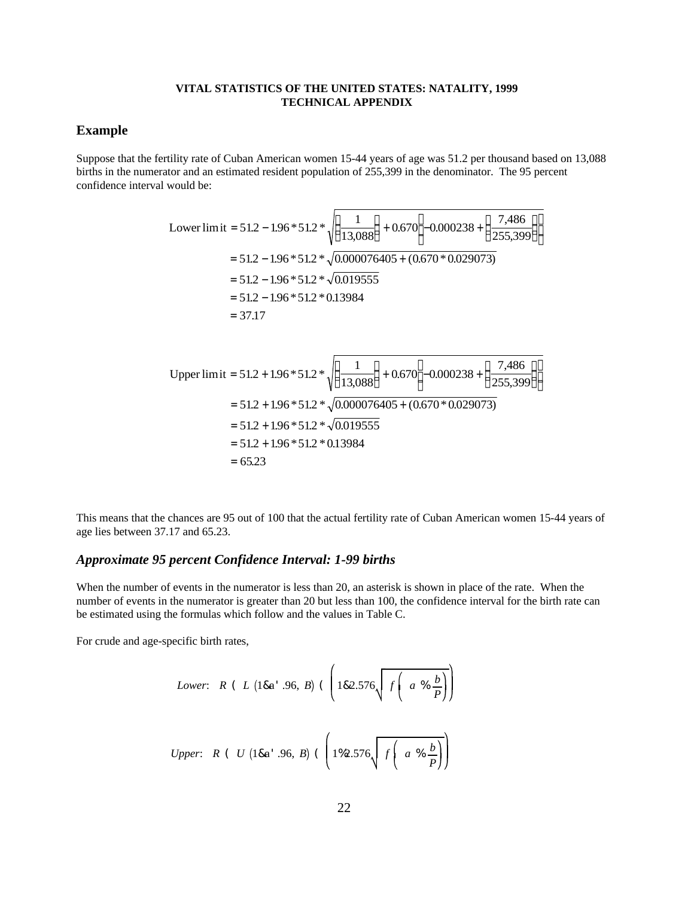## Example

Suppose that the fertility rate of Cuban American women 15-44 years of age was 51.2 per thousand based on 13,088 births in the numerator and an estimated resident population of 255,399 in the denominator. The 95 percent confidence interval would be:

$$
\begin{aligned}
\text{Lower limit} &= 51.2 - 1.96 * 51.2 * \sqrt{\left(\frac{1}{13{,}088}\right) + 0.670\left(-0.000238 + \left(\frac{7{,}486}{255{,}399}\right)\right)} \\
&= 51.2 - 1.96 * 51.2 * \sqrt{0.000076405 + (0.670 * 0.029073)} \\
&= 51.2 - 1.96 * 51.2 * \sqrt{0.019555} \\
&= 51.2 - 1.96 * 51.2 * 0.13984 \\
&= 37.17
\end{aligned}
$$

$$
\begin{aligned}
\text{Upper limit} &= 51.2 + 1.96 * 51.2 * \sqrt{\left(\frac{1}{13{,}088}\right) + 0.670\left(-0.000238 + \left(\frac{7{,}486}{255{,}399}\right)\right)} \\
&= 51.2 + 1.96 * 51.2 * \sqrt{0.000076405 + (0.670 * 0.029073)} \\
&= 51.2 + 1.96 * 51.2 * \sqrt{0.019555} \\
&= 51.2 + 1.96 * 51.2 * 0.13984 \\
&= 65.23
\end{aligned}
$$

This means that the chances are 95 out of 100 that the actual fertility rate of Cuban American women 15-44 years of age lies between 37.17 and 65.23.

### *Approximate 95 percent Confidence Interval: 1-99 births*

When the number of events in the numerator is less than 20, an asterisk is shown in place of the rate. When the number of events in the numerator is greater than 20 but less than 100, the confidence interval for the birth rate can be estimated using the formulas which follow and the values in Table C.

For crude and age-specific birth rates,

$$
\textit{Lower}: \quad R \times L\,(1 - a = .96,\ B) \times \left(1 - 2.576\sqrt{f\left(a + \frac{b}{P}\right)}\right)
$$

$$
\textit{Upper}: \quad R \times U\,(1 - a = .96,\ B) \times \left(1 + 2.576\sqrt{f\left(a + \frac{b}{P}\right)}\right)
$$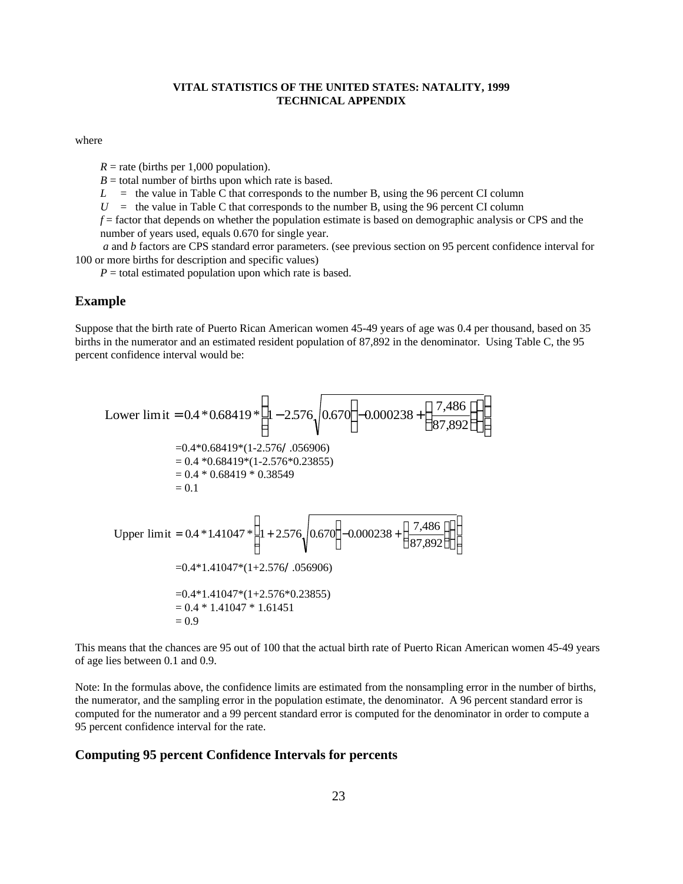where

$R$ = rate (births per 1,000 population).
$B$ = total number of births upon which rate is based.
$L$ = the value in Table C that corresponds to the number B, using the 96 percent CI column
$U$ = the value in Table C that corresponds to the number B, using the 96 percent CI column
$f$ = factor that depends on whether the population estimate is based on demographic analysis or CPS and the number of years used, equals 0.670 for single year.
$a$ and $b$ factors are CPS standard error parameters. (see previous section on 95 percent confidence interval for 100 or more births for description and specific values)
$P$ = total estimated population upon which rate is based.

## Example

Suppose that the birth rate of Puerto Rican American women 45-49 years of age was 0.4 per thousand, based on 35 births in the numerator and an estimated resident population of 87,892 in the denominator. Using Table C, the 95 percent confidence interval would be:

$$\text{Lower limit} = 0.4 * 0.68419 * \left(1 - 2.576\sqrt{0.670\left(-0.000238 + \left(\frac{7,486}{87,892}\right)\right)}\right)$$

=0.4*0.68419*(1-2.576/ .056906)
= 0.4 *0.68419*(1-2.576*0.23855)
= 0.4 * 0.68419 * 0.38549
= 0.1

$$\text{Upper limit} = 0.4 * 1.41047 * \left(1 + 2.576\sqrt{0.670\left(-0.000238 + \left(\frac{7,486}{87,892}\right)\right)}\right)$$

=0.4*1.41047*(1+2.576/ .056906)

=0.4*1.41047*(1+2.576*0.23855)
= 0.4 * 1.41047 * 1.61451
= 0.9

This means that the chances are 95 out of 100 that the actual birth rate of Puerto Rican American women 45-49 years of age lies between 0.1 and 0.9.

Note: In the formulas above, the confidence limits are estimated from the nonsampling error in the number of births, the numerator, and the sampling error in the population estimate, the denominator. A 96 percent standard error is computed for the numerator and a 99 percent standard error is computed for the denominator in order to compute a 95 percent confidence interval for the rate.

## Computing 95 percent Confidence Intervals for percents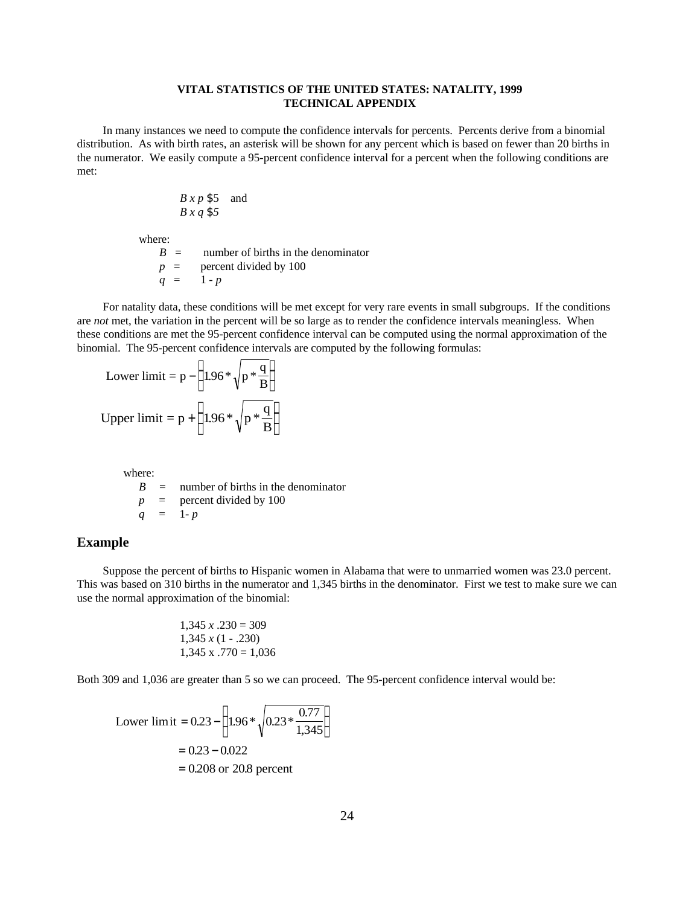**VITAL STATISTICS OF THE UNITED STATES: NATALITY, 1999**
**TECHNICAL APPENDIX**

In many instances we need to compute the confidence intervals for percents. Percents derive from a binomial distribution. As with birth rates, an asterisk will be shown for any percent which is based on fewer than 20 births in the numerator. We easily compute a 95-percent confidence interval for a percent when the following conditions are met:

$B \times p \geq 5$ and
$B \times q \geq 5$

where:
$B$ = number of births in the denominator
$p$ = percent divided by 100
$q$ = 1 - $p$

For natality data, these conditions will be met except for very rare events in small subgroups. If the conditions are *not* met, the variation in the percent will be so large as to render the confidence intervals meaningless. When these conditions are met the 95-percent confidence interval can be computed using the normal approximation of the binomial. The 95-percent confidence intervals are computed by the following formulas:

$$\text{Lower limit} = p - \left(1.96 * \sqrt{p * \frac{q}{B}}\right)$$

$$\text{Upper limit} = p + \left(1.96 * \sqrt{p * \frac{q}{B}}\right)$$

where:
$B$ = number of births in the denominator
$p$ = percent divided by 100
$q$ = 1- $p$

## Example

Suppose the percent of births to Hispanic women in Alabama that were to unmarried women was 23.0 percent. This was based on 310 births in the numerator and 1,345 births in the denominator. First we test to make sure we can use the normal approximation of the binomial:

1,345 *x* .230 = 309
1,345 *x* (1 - .230)
1,345 x .770 = 1,036

Both 309 and 1,036 are greater than 5 so we can proceed. The 95-percent confidence interval would be:

$$\text{Lower limit} = 0.23 - \left(1.96 * \sqrt{0.23 * \frac{0.77}{1{,}345}}\right)$$

$$= 0.23 - 0.022$$

$$= 0.208 \text{ or } 20.8 \text{ percent}$$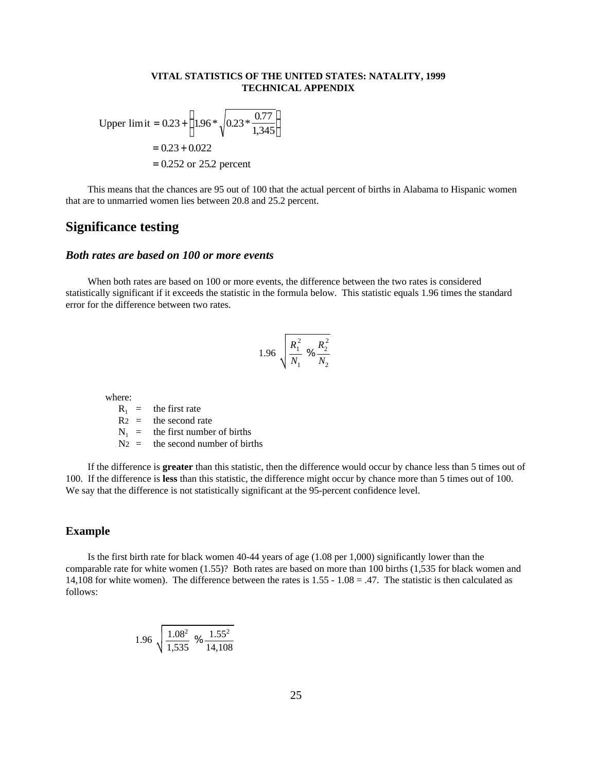$$\text{Upper limit} = 0.23 + \left(1.96 * \sqrt{0.23 * \frac{0.77}{1,345}}\right)$$

$$= 0.23 + 0.022$$

$$= 0.252 \text{ or } 25.2 \text{ percent}$$

This means that the chances are 95 out of 100 that the actual percent of births in Alabama to Hispanic women that are to unmarried women lies between 20.8 and 25.2 percent.

## Significance testing

### *Both rates are based on 100 or more events*

When both rates are based on 100 or more events, the difference between the two rates is considered statistically significant if it exceeds the statistic in the formula below. This statistic equals 1.96 times the standard error for the difference between two rates.

$$1.96 \sqrt{\frac{R_1^2}{N_1} + \frac{R_2^2}{N_2}}$$

where:

- $R_1$ = the first rate
- $R_2$ = the second rate
- $N_1$ = the first number of births
- $N_2$ = the second number of births

If the difference is **greater** than this statistic, then the difference would occur by chance less than 5 times out of 100. If the difference is **less** than this statistic, the difference might occur by chance more than 5 times out of 100. We say that the difference is not statistically significant at the 95-percent confidence level.

### Example

Is the first birth rate for black women 40-44 years of age (1.08 per 1,000) significantly lower than the comparable rate for white women (1.55)? Both rates are based on more than 100 births (1,535 for black women and 14,108 for white women). The difference between the rates is 1.55 - 1.08 = .47. The statistic is then calculated as follows:

$$1.96 \sqrt{\frac{1.08^2}{1,535} + \frac{1.55^2}{14,108}}$$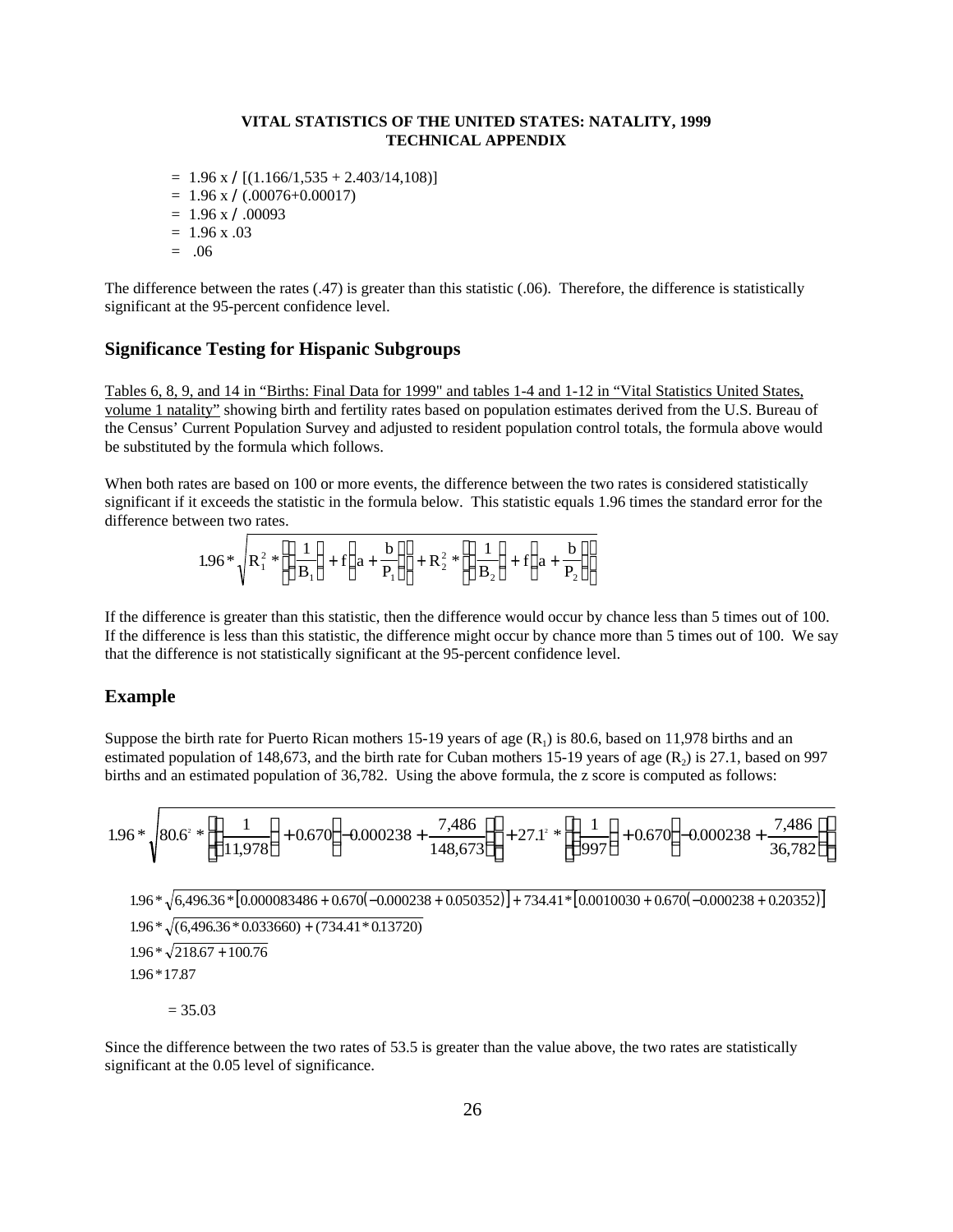$= 1.96 \times \sqrt{(1.166/1{,}535 + 2.403/14{,}108)}$
$= 1.96 \times \sqrt{(.00076+0.00017)}$
$= 1.96 \times \sqrt{.00093}$
$= 1.96 \times .03$
$= .06$

The difference between the rates (.47) is greater than this statistic (.06). Therefore, the difference is statistically significant at the 95-percent confidence level.

## Significance Testing for Hispanic Subgroups

Tables 6, 8, 9, and 14 in "Births: Final Data for 1999" and tables 1-4 and 1-12 in "Vital Statistics United States, volume 1 natality" showing birth and fertility rates based on population estimates derived from the U.S. Bureau of the Census' Current Population Survey and adjusted to resident population control totals, the formula above would be substituted by the formula which follows.

When both rates are based on 100 or more events, the difference between the two rates is considered statistically significant if it exceeds the statistic in the formula below. This statistic equals 1.96 times the standard error for the difference between two rates.

$$1.96 * \sqrt{R_1^2 * \left(\left(\frac{1}{B_1}\right) + f\left(a + \frac{b}{P_1}\right)\right) + R_2^2 * \left(\left(\frac{1}{B_2}\right) + f\left(a + \frac{b}{P_2}\right)\right)}$$

If the difference is greater than this statistic, then the difference would occur by chance less than 5 times out of 100. If the difference is less than this statistic, the difference might occur by chance more than 5 times out of 100. We say that the difference is not statistically significant at the 95-percent confidence level.

## Example

Suppose the birth rate for Puerto Rican mothers 15-19 years of age ($R_1$) is 80.6, based on 11,978 births and an estimated population of 148,673, and the birth rate for Cuban mothers 15-19 years of age ($R_2$) is 27.1, based on 997 births and an estimated population of 36,782. Using the above formula, the z score is computed as follows:

$$1.96 * \sqrt{80.6^2 * \left(\left(\frac{1}{11{,}978}\right) + 0.670\left(-0.000238 + \frac{7{,}486}{148{,}673}\right)\right) + 27.1^2 * \left(\left(\frac{1}{997}\right) + 0.670\left(-0.000238 + \frac{7{,}486}{36{,}782}\right)\right)}$$

$$1.96 * \sqrt{6{,}496.36 * [0.000083486 + 0.670(-0.000238 + 0.050352)] + 734.41 * [0.0010030 + 0.670(-0.000238 + 0.20352)]}$$

$$1.96 * \sqrt{(6{,}496.36 * 0.033660) + (734.41 * 0.13720)}$$

$$1.96 * \sqrt{218.67 + 100.76}$$

$$1.96 * 17.87$$

$$= 35.03$$

Since the difference between the two rates of 53.5 is greater than the value above, the two rates are statistically significant at the 0.05 level of significance.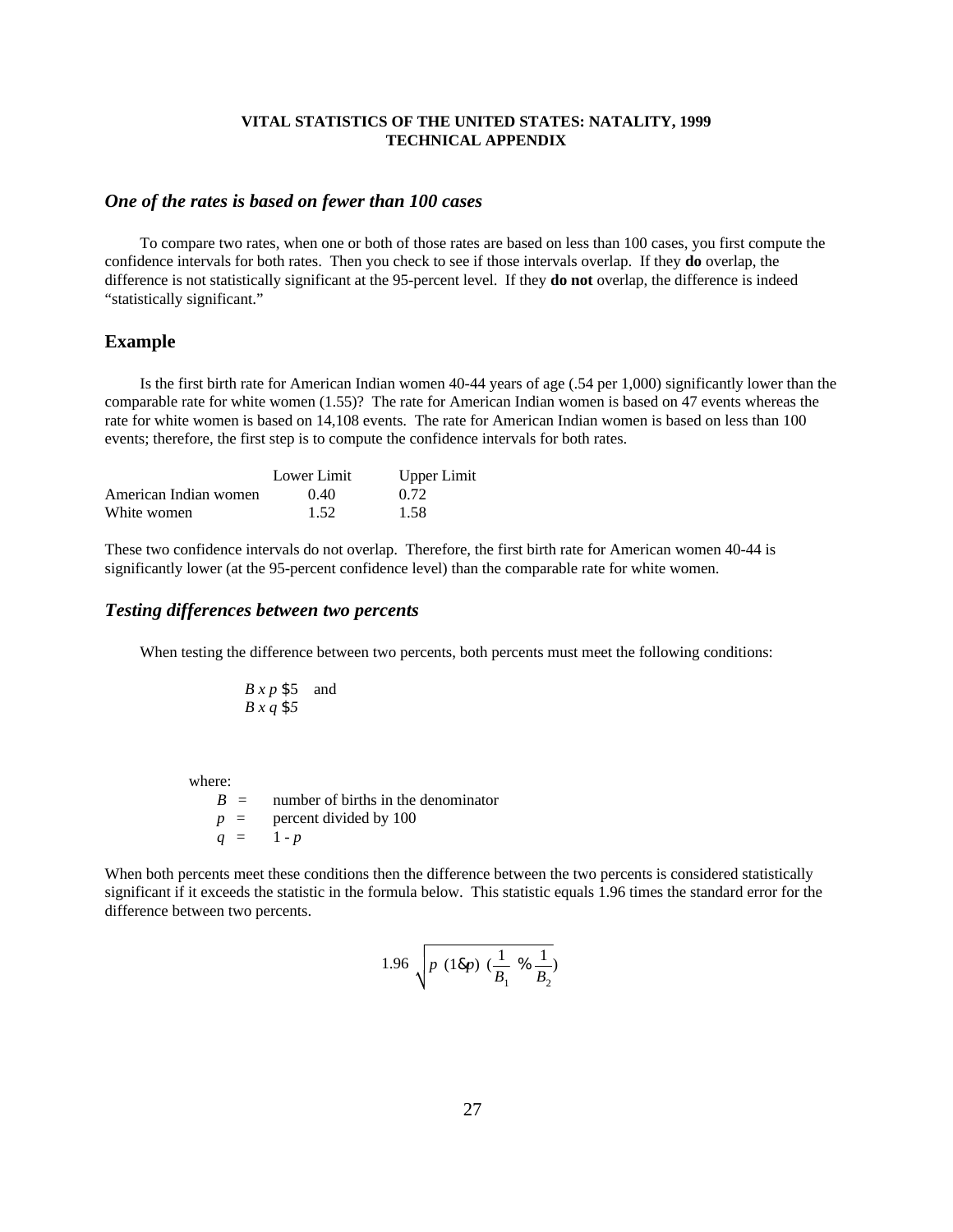### *One of the rates is based on fewer than 100 cases*

To compare two rates, when one or both of those rates are based on less than 100 cases, you first compute the confidence intervals for both rates. Then you check to see if those intervals overlap. If they **do** overlap, the difference is not statistically significant at the 95-percent level. If they **do not** overlap, the difference is indeed “statistically significant.”

## Example

Is the first birth rate for American Indian women 40-44 years of age (.54 per 1,000) significantly lower than the comparable rate for white women (1.55)? The rate for American Indian women is based on 47 events whereas the rate for white women is based on 14,108 events. The rate for American Indian women is based on less than 100 events; therefore, the first step is to compute the confidence intervals for both rates.

| | Lower Limit | Upper Limit |
|---|---|---|
| American Indian women | 0.40 | 0.72 |
| White women | 1.52 | 1.58 |

These two confidence intervals do not overlap. Therefore, the first birth rate for American women 40-44 is significantly lower (at the 95-percent confidence level) than the comparable rate for white women.

### *Testing differences between two percents*

When testing the difference between two percents, both percents must meet the following conditions:

$B \times p \geq 5$ and
$B \times q \geq 5$

where:

$B$ = number of births in the denominator
$p$ = percent divided by 100
$q$ = 1 - $p$

When both percents meet these conditions then the difference between the two percents is considered statistically significant if it exceeds the statistic in the formula below. This statistic equals 1.96 times the standard error for the difference between two percents.

$$1.96 \sqrt{p\ (1-p)\ \left(\frac{1}{B_1} + \frac{1}{B_2}\right)}$$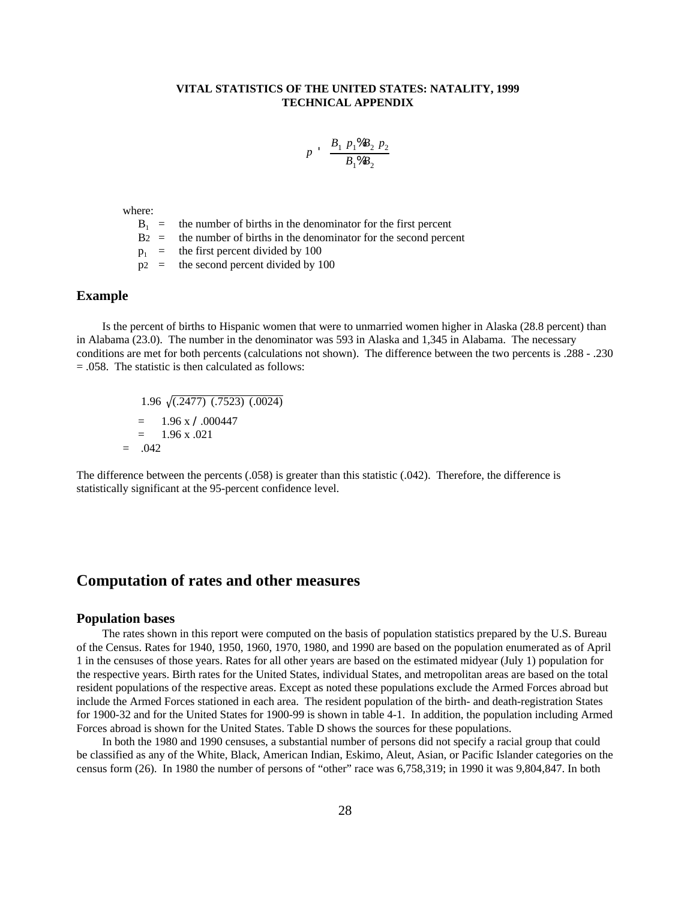$$p = \frac{B_1 \, p_1 + B_2 \, p_2}{B_1 + B_2}$$

where:

- $B_1$ = the number of births in the denominator for the first percent
- $B_2$ = the number of births in the denominator for the second percent
- $p_1$ = the first percent divided by 100
- $p_2$ = the second percent divided by 100

## Example

Is the percent of births to Hispanic women that were to unmarried women higher in Alaska (28.8 percent) than in Alabama (23.0). The number in the denominator was 593 in Alaska and 1,345 in Alabama. The necessary conditions are met for both percents (calculations not shown). The difference between the two percents is .288 - .230 = .058. The statistic is then calculated as follows:

$$1.96 \sqrt{(.2477)\ (.7523)\ (.0024)}$$

$$= 1.96 \times \sqrt{.000447}$$

$$= 1.96 \times .021$$

$$= .042$$

The difference between the percents (.058) is greater than this statistic (.042). Therefore, the difference is statistically significant at the 95-percent confidence level.

# Computation of rates and other measures

## Population bases

The rates shown in this report were computed on the basis of population statistics prepared by the U.S. Bureau of the Census. Rates for 1940, 1950, 1960, 1970, 1980, and 1990 are based on the population enumerated as of April 1 in the censuses of those years. Rates for all other years are based on the estimated midyear (July 1) population for the respective years. Birth rates for the United States, individual States, and metropolitan areas are based on the total resident populations of the respective areas. Except as noted these populations exclude the Armed Forces abroad but include the Armed Forces stationed in each area. The resident population of the birth- and death-registration States for 1900-32 and for the United States for 1900-99 is shown in table 4-1. In addition, the population including Armed Forces abroad is shown for the United States. Table D shows the sources for these populations.

In both the 1980 and 1990 censuses, a substantial number of persons did not specify a racial group that could be classified as any of the White, Black, American Indian, Eskimo, Aleut, Asian, or Pacific Islander categories on the census form (26). In 1980 the number of persons of "other" race was 6,758,319; in 1990 it was 9,804,847. In both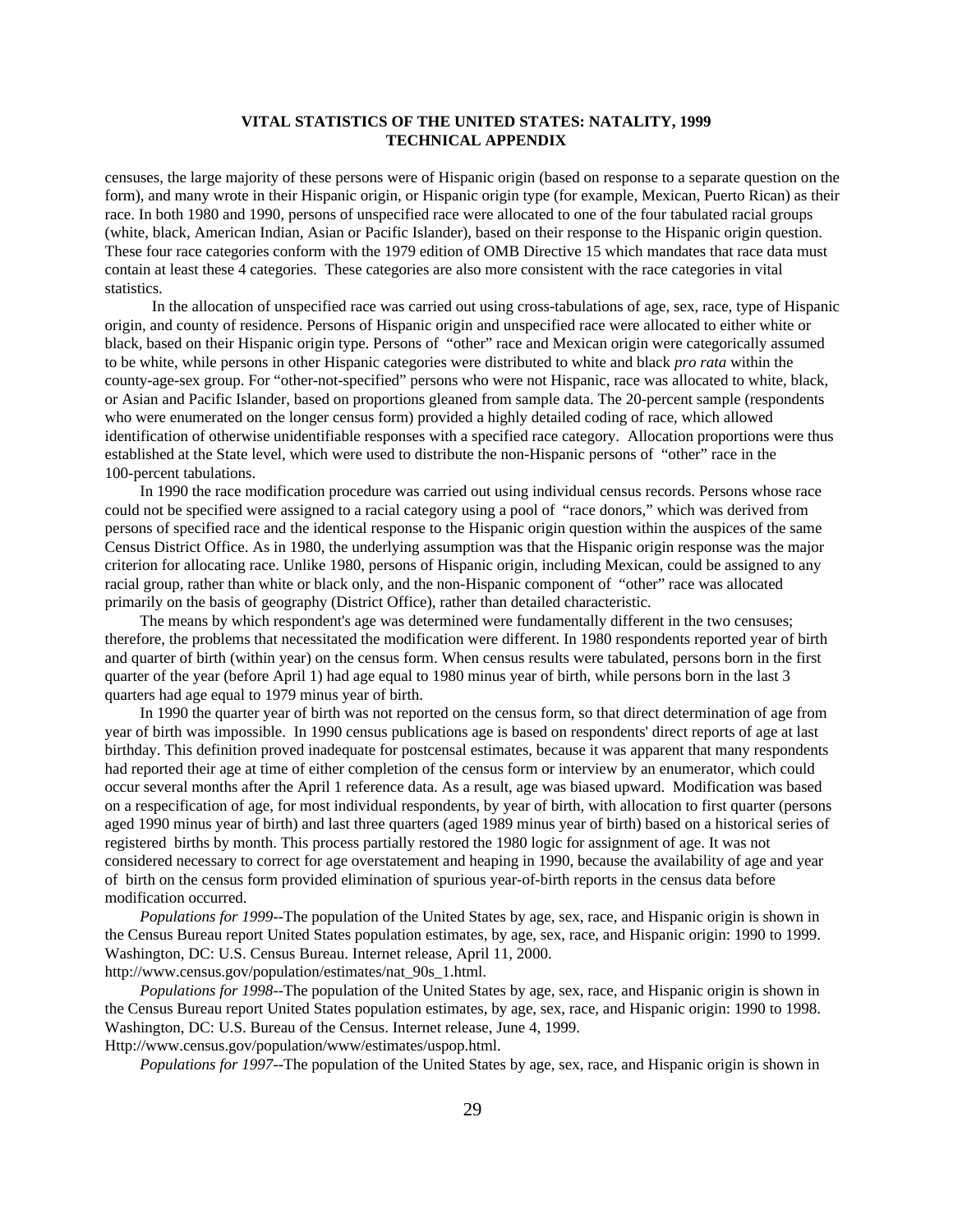censuses, the large majority of these persons were of Hispanic origin (based on response to a separate question on the form), and many wrote in their Hispanic origin, or Hispanic origin type (for example, Mexican, Puerto Rican) as their race. In both 1980 and 1990, persons of unspecified race were allocated to one of the four tabulated racial groups (white, black, American Indian, Asian or Pacific Islander), based on their response to the Hispanic origin question. These four race categories conform with the 1979 edition of OMB Directive 15 which mandates that race data must contain at least these 4 categories. These categories are also more consistent with the race categories in vital statistics.

In the allocation of unspecified race was carried out using cross-tabulations of age, sex, race, type of Hispanic origin, and county of residence. Persons of Hispanic origin and unspecified race were allocated to either white or black, based on their Hispanic origin type. Persons of "other" race and Mexican origin were categorically assumed to be white, while persons in other Hispanic categories were distributed to white and black *pro rata* within the county-age-sex group. For "other-not-specified" persons who were not Hispanic, race was allocated to white, black, or Asian and Pacific Islander, based on proportions gleaned from sample data. The 20-percent sample (respondents who were enumerated on the longer census form) provided a highly detailed coding of race, which allowed identification of otherwise unidentifiable responses with a specified race category. Allocation proportions were thus established at the State level, which were used to distribute the non-Hispanic persons of "other" race in the 100-percent tabulations.

In 1990 the race modification procedure was carried out using individual census records. Persons whose race could not be specified were assigned to a racial category using a pool of "race donors," which was derived from persons of specified race and the identical response to the Hispanic origin question within the auspices of the same Census District Office. As in 1980, the underlying assumption was that the Hispanic origin response was the major criterion for allocating race. Unlike 1980, persons of Hispanic origin, including Mexican, could be assigned to any racial group, rather than white or black only, and the non-Hispanic component of "other" race was allocated primarily on the basis of geography (District Office), rather than detailed characteristic.

The means by which respondent's age was determined were fundamentally different in the two censuses; therefore, the problems that necessitated the modification were different. In 1980 respondents reported year of birth and quarter of birth (within year) on the census form. When census results were tabulated, persons born in the first quarter of the year (before April 1) had age equal to 1980 minus year of birth, while persons born in the last 3 quarters had age equal to 1979 minus year of birth.

In 1990 the quarter year of birth was not reported on the census form, so that direct determination of age from year of birth was impossible. In 1990 census publications age is based on respondents' direct reports of age at last birthday. This definition proved inadequate for postcensal estimates, because it was apparent that many respondents had reported their age at time of either completion of the census form or interview by an enumerator, which could occur several months after the April 1 reference data. As a result, age was biased upward. Modification was based on a respecification of age, for most individual respondents, by year of birth, with allocation to first quarter (persons aged 1990 minus year of birth) and last three quarters (aged 1989 minus year of birth) based on a historical series of registered births by month. This process partially restored the 1980 logic for assignment of age. It was not considered necessary to correct for age overstatement and heaping in 1990, because the availability of age and year of birth on the census form provided elimination of spurious year-of-birth reports in the census data before modification occurred.

*Populations for 1999*--The population of the United States by age, sex, race, and Hispanic origin is shown in the Census Bureau report United States population estimates, by age, sex, race, and Hispanic origin: 1990 to 1999. Washington, DC: U.S. Census Bureau. Internet release, April 11, 2000. http://www.census.gov/population/estimates/nat_90s_1.html.

*Populations for 1998*--The population of the United States by age, sex, race, and Hispanic origin is shown in the Census Bureau report United States population estimates, by age, sex, race, and Hispanic origin: 1990 to 1998. Washington, DC: U.S. Bureau of the Census. Internet release, June 4, 1999. Http://www.census.gov/population/www/estimates/uspop.html.

*Populations for 1997*--The population of the United States by age, sex, race, and Hispanic origin is shown in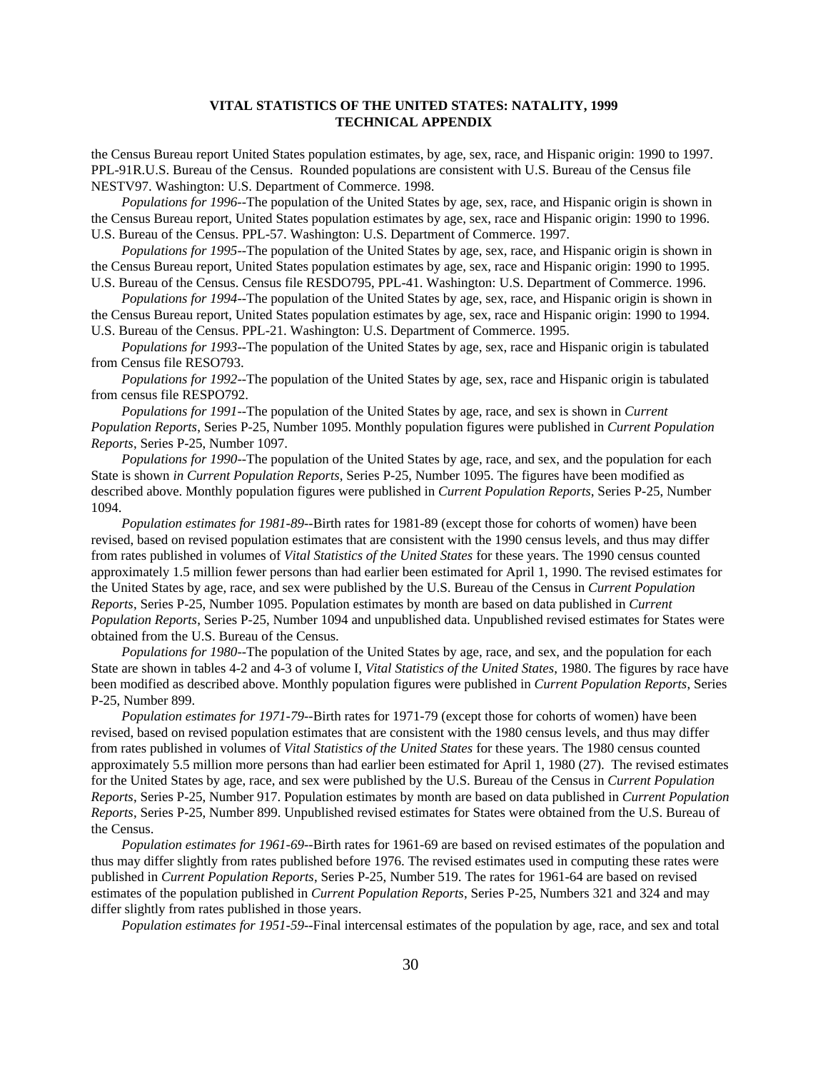the Census Bureau report United States population estimates, by age, sex, race, and Hispanic origin: 1990 to 1997. PPL-91R.U.S. Bureau of the Census. Rounded populations are consistent with U.S. Bureau of the Census file NESTV97. Washington: U.S. Department of Commerce. 1998.

*Populations for 1996*--The population of the United States by age, sex, race, and Hispanic origin is shown in the Census Bureau report, United States population estimates by age, sex, race and Hispanic origin: 1990 to 1996. U.S. Bureau of the Census. PPL-57. Washington: U.S. Department of Commerce. 1997.

*Populations for 1995*--The population of the United States by age, sex, race, and Hispanic origin is shown in the Census Bureau report, United States population estimates by age, sex, race and Hispanic origin: 1990 to 1995. U.S. Bureau of the Census. Census file RESDO795, PPL-41. Washington: U.S. Department of Commerce. 1996.

*Populations for 1994*--The population of the United States by age, sex, race, and Hispanic origin is shown in the Census Bureau report, United States population estimates by age, sex, race and Hispanic origin: 1990 to 1994. U.S. Bureau of the Census. PPL-21. Washington: U.S. Department of Commerce. 1995.

*Populations for 1993*--The population of the United States by age, sex, race and Hispanic origin is tabulated from Census file RESO793.

*Populations for 1992*--The population of the United States by age, sex, race and Hispanic origin is tabulated from census file RESPO792.

*Populations for 1991*--The population of the United States by age, race, and sex is shown in *Current Population Reports*, Series P-25, Number 1095. Monthly population figures were published in *Current Population Reports*, Series P-25, Number 1097.

*Populations for 1990*--The population of the United States by age, race, and sex, and the population for each State is shown *in Current Population Reports*, Series P-25, Number 1095. The figures have been modified as described above. Monthly population figures were published in *Current Population Reports*, Series P-25, Number 1094.

*Population estimates for 1981-89*--Birth rates for 1981-89 (except those for cohorts of women) have been revised, based on revised population estimates that are consistent with the 1990 census levels, and thus may differ from rates published in volumes of *Vital Statistics of the United States* for these years. The 1990 census counted approximately 1.5 million fewer persons than had earlier been estimated for April 1, 1990. The revised estimates for the United States by age, race, and sex were published by the U.S. Bureau of the Census in *Current Population Reports*, Series P-25, Number 1095. Population estimates by month are based on data published in *Current Population Reports*, Series P-25, Number 1094 and unpublished data. Unpublished revised estimates for States were obtained from the U.S. Bureau of the Census.

*Populations for 1980*--The population of the United States by age, race, and sex, and the population for each State are shown in tables 4-2 and 4-3 of volume I, *Vital Statistics of the United States*, 1980. The figures by race have been modified as described above. Monthly population figures were published in *Current Population Reports*, Series P-25, Number 899.

*Population estimates for 1971-79*--Birth rates for 1971-79 (except those for cohorts of women) have been revised, based on revised population estimates that are consistent with the 1980 census levels, and thus may differ from rates published in volumes of *Vital Statistics of the United States* for these years. The 1980 census counted approximately 5.5 million more persons than had earlier been estimated for April 1, 1980 (27). The revised estimates for the United States by age, race, and sex were published by the U.S. Bureau of the Census in *Current Population Reports*, Series P-25, Number 917. Population estimates by month are based on data published in *Current Population Reports*, Series P-25, Number 899. Unpublished revised estimates for States were obtained from the U.S. Bureau of the Census.

*Population estimates for 1961-69*--Birth rates for 1961-69 are based on revised estimates of the population and thus may differ slightly from rates published before 1976. The revised estimates used in computing these rates were published in *Current Population Reports*, Series P-25, Number 519. The rates for 1961-64 are based on revised estimates of the population published in *Current Population Reports*, Series P-25, Numbers 321 and 324 and may differ slightly from rates published in those years.

*Population estimates for 1951-59*--Final intercensal estimates of the population by age, race, and sex and total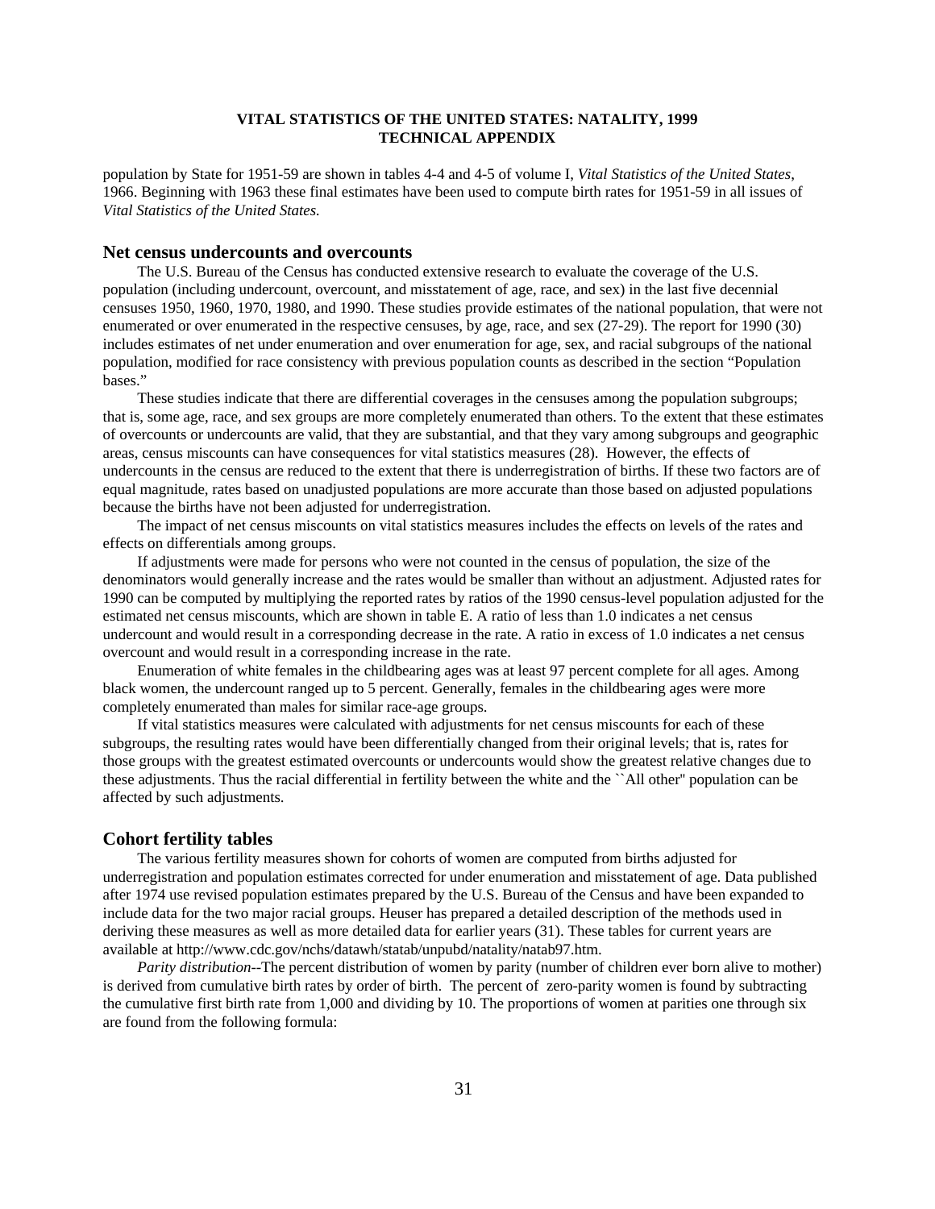population by State for 1951-59 are shown in tables 4-4 and 4-5 of volume I, *Vital Statistics of the United States*, 1966. Beginning with 1963 these final estimates have been used to compute birth rates for 1951-59 in all issues of *Vital Statistics of the United States.*

## Net census undercounts and overcounts

The U.S. Bureau of the Census has conducted extensive research to evaluate the coverage of the U.S. population (including undercount, overcount, and misstatement of age, race, and sex) in the last five decennial censuses 1950, 1960, 1970, 1980, and 1990. These studies provide estimates of the national population, that were not enumerated or over enumerated in the respective censuses, by age, race, and sex (27-29). The report for 1990 (30) includes estimates of net under enumeration and over enumeration for age, sex, and racial subgroups of the national population, modified for race consistency with previous population counts as described in the section "Population bases."

These studies indicate that there are differential coverages in the censuses among the population subgroups; that is, some age, race, and sex groups are more completely enumerated than others. To the extent that these estimates of overcounts or undercounts are valid, that they are substantial, and that they vary among subgroups and geographic areas, census miscounts can have consequences for vital statistics measures (28). However, the effects of undercounts in the census are reduced to the extent that there is underregistration of births. If these two factors are of equal magnitude, rates based on unadjusted populations are more accurate than those based on adjusted populations because the births have not been adjusted for underregistration.

The impact of net census miscounts on vital statistics measures includes the effects on levels of the rates and effects on differentials among groups.

If adjustments were made for persons who were not counted in the census of population, the size of the denominators would generally increase and the rates would be smaller than without an adjustment. Adjusted rates for 1990 can be computed by multiplying the reported rates by ratios of the 1990 census-level population adjusted for the estimated net census miscounts, which are shown in table E. A ratio of less than 1.0 indicates a net census undercount and would result in a corresponding decrease in the rate. A ratio in excess of 1.0 indicates a net census overcount and would result in a corresponding increase in the rate.

Enumeration of white females in the childbearing ages was at least 97 percent complete for all ages. Among black women, the undercount ranged up to 5 percent. Generally, females in the childbearing ages were more completely enumerated than males for similar race-age groups.

If vital statistics measures were calculated with adjustments for net census miscounts for each of these subgroups, the resulting rates would have been differentially changed from their original levels; that is, rates for those groups with the greatest estimated overcounts or undercounts would show the greatest relative changes due to these adjustments. Thus the racial differential in fertility between the white and the ``All other'' population can be affected by such adjustments.

## Cohort fertility tables

The various fertility measures shown for cohorts of women are computed from births adjusted for underregistration and population estimates corrected for under enumeration and misstatement of age. Data published after 1974 use revised population estimates prepared by the U.S. Bureau of the Census and have been expanded to include data for the two major racial groups. Heuser has prepared a detailed description of the methods used in deriving these measures as well as more detailed data for earlier years (31). These tables for current years are available at http://www.cdc.gov/nchs/datawh/statab/unpubd/natality/natab97.htm.

*Parity distribution*--The percent distribution of women by parity (number of children ever born alive to mother) is derived from cumulative birth rates by order of birth. The percent of zero-parity women is found by subtracting the cumulative first birth rate from 1,000 and dividing by 10. The proportions of women at parities one through six are found from the following formula: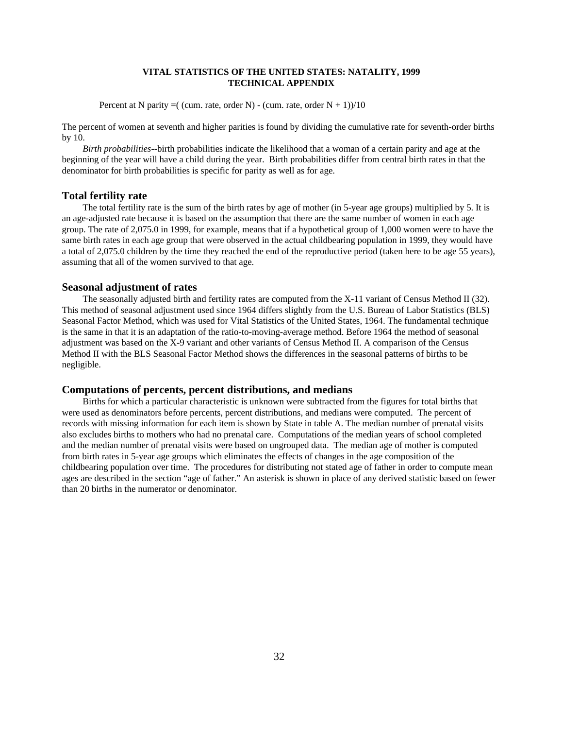Percent at N parity =( (cum. rate, order N) - (cum. rate, order N + 1))/10

The percent of women at seventh and higher parities is found by dividing the cumulative rate for seventh-order births by 10.

*Birth probabilities*--birth probabilities indicate the likelihood that a woman of a certain parity and age at the beginning of the year will have a child during the year. Birth probabilities differ from central birth rates in that the denominator for birth probabilities is specific for parity as well as for age.

## Total fertility rate

The total fertility rate is the sum of the birth rates by age of mother (in 5-year age groups) multiplied by 5. It is an age-adjusted rate because it is based on the assumption that there are the same number of women in each age group. The rate of 2,075.0 in 1999, for example, means that if a hypothetical group of 1,000 women were to have the same birth rates in each age group that were observed in the actual childbearing population in 1999, they would have a total of 2,075.0 children by the time they reached the end of the reproductive period (taken here to be age 55 years), assuming that all of the women survived to that age.

## Seasonal adjustment of rates

The seasonally adjusted birth and fertility rates are computed from the X-11 variant of Census Method II (32). This method of seasonal adjustment used since 1964 differs slightly from the U.S. Bureau of Labor Statistics (BLS) Seasonal Factor Method, which was used for Vital Statistics of the United States, 1964. The fundamental technique is the same in that it is an adaptation of the ratio-to-moving-average method. Before 1964 the method of seasonal adjustment was based on the X-9 variant and other variants of Census Method II. A comparison of the Census Method II with the BLS Seasonal Factor Method shows the differences in the seasonal patterns of births to be negligible.

## Computations of percents, percent distributions, and medians

Births for which a particular characteristic is unknown were subtracted from the figures for total births that were used as denominators before percents, percent distributions, and medians were computed. The percent of records with missing information for each item is shown by State in table A. The median number of prenatal visits also excludes births to mothers who had no prenatal care. Computations of the median years of school completed and the median number of prenatal visits were based on ungrouped data. The median age of mother is computed from birth rates in 5-year age groups which eliminates the effects of changes in the age composition of the childbearing population over time. The procedures for distributing not stated age of father in order to compute mean ages are described in the section "age of father." An asterisk is shown in place of any derived statistic based on fewer than 20 births in the numerator or denominator.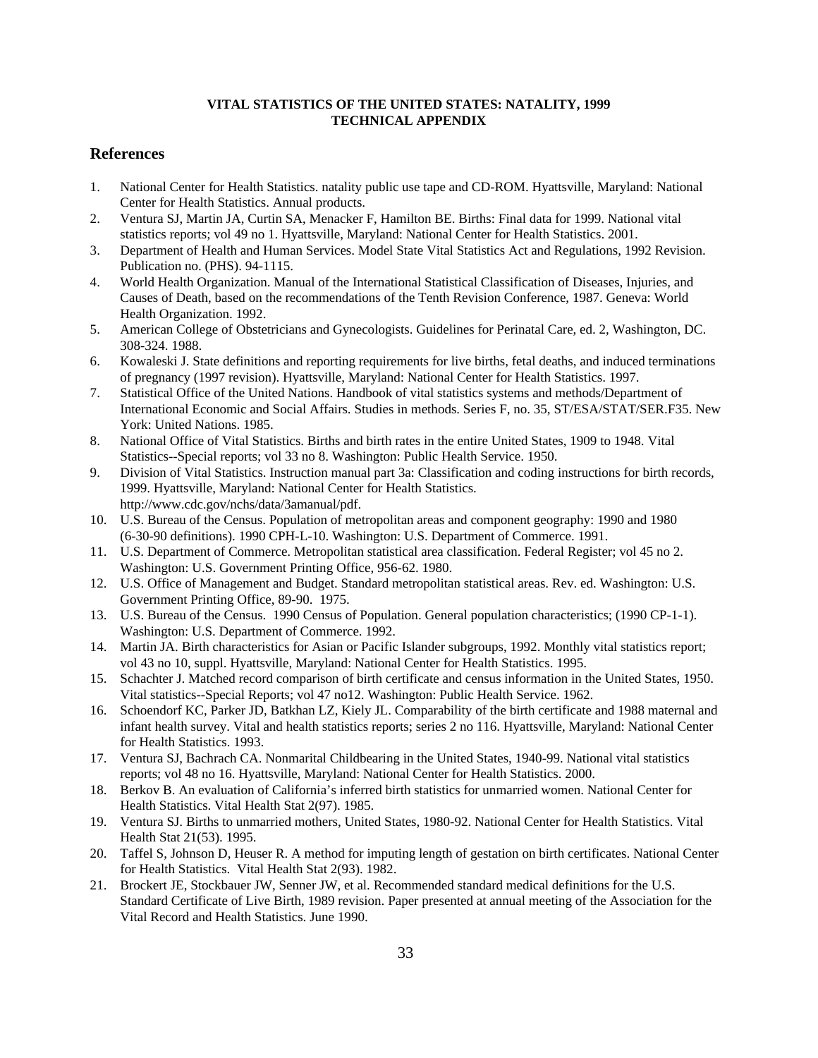**VITAL STATISTICS OF THE UNITED STATES: NATALITY, 1999**
**TECHNICAL APPENDIX**

## References

1. National Center for Health Statistics. natality public use tape and CD-ROM. Hyattsville, Maryland: National Center for Health Statistics. Annual products.
2. Ventura SJ, Martin JA, Curtin SA, Menacker F, Hamilton BE. Births: Final data for 1999. National vital statistics reports; vol 49 no 1. Hyattsville, Maryland: National Center for Health Statistics. 2001.
3. Department of Health and Human Services. Model State Vital Statistics Act and Regulations, 1992 Revision. Publication no. (PHS). 94-1115.
4. World Health Organization. Manual of the International Statistical Classification of Diseases, Injuries, and Causes of Death, based on the recommendations of the Tenth Revision Conference, 1987. Geneva: World Health Organization. 1992.
5. American College of Obstetricians and Gynecologists. Guidelines for Perinatal Care, ed. 2, Washington, DC. 308-324. 1988.
6. Kowaleski J. State definitions and reporting requirements for live births, fetal deaths, and induced terminations of pregnancy (1997 revision). Hyattsville, Maryland: National Center for Health Statistics. 1997.
7. Statistical Office of the United Nations. Handbook of vital statistics systems and methods/Department of International Economic and Social Affairs. Studies in methods. Series F, no. 35, ST/ESA/STAT/SER.F35. New York: United Nations. 1985.
8. National Office of Vital Statistics. Births and birth rates in the entire United States, 1909 to 1948. Vital Statistics--Special reports; vol 33 no 8. Washington: Public Health Service. 1950.
9. Division of Vital Statistics. Instruction manual part 3a: Classification and coding instructions for birth records, 1999. Hyattsville, Maryland: National Center for Health Statistics. http://www.cdc.gov/nchs/data/3amanual/pdf.
10. U.S. Bureau of the Census. Population of metropolitan areas and component geography: 1990 and 1980 (6-30-90 definitions). 1990 CPH-L-10. Washington: U.S. Department of Commerce. 1991.
11. U.S. Department of Commerce. Metropolitan statistical area classification. Federal Register; vol 45 no 2. Washington: U.S. Government Printing Office, 956-62. 1980.
12. U.S. Office of Management and Budget. Standard metropolitan statistical areas. Rev. ed. Washington: U.S. Government Printing Office, 89-90. 1975.
13. U.S. Bureau of the Census. 1990 Census of Population. General population characteristics; (1990 CP-1-1). Washington: U.S. Department of Commerce. 1992.
14. Martin JA. Birth characteristics for Asian or Pacific Islander subgroups, 1992. Monthly vital statistics report; vol 43 no 10, suppl. Hyattsville, Maryland: National Center for Health Statistics. 1995.
15. Schachter J. Matched record comparison of birth certificate and census information in the United States, 1950. Vital statistics--Special Reports; vol 47 no12. Washington: Public Health Service. 1962.
16. Schoendorf KC, Parker JD, Batkhan LZ, Kiely JL. Comparability of the birth certificate and 1988 maternal and infant health survey. Vital and health statistics reports; series 2 no 116. Hyattsville, Maryland: National Center for Health Statistics. 1993.
17. Ventura SJ, Bachrach CA. Nonmarital Childbearing in the United States, 1940-99. National vital statistics reports; vol 48 no 16. Hyattsville, Maryland: National Center for Health Statistics. 2000.
18. Berkov B. An evaluation of California's inferred birth statistics for unmarried women. National Center for Health Statistics. Vital Health Stat 2(97). 1985.
19. Ventura SJ. Births to unmarried mothers, United States, 1980-92. National Center for Health Statistics. Vital Health Stat 21(53). 1995.
20. Taffel S, Johnson D, Heuser R. A method for imputing length of gestation on birth certificates. National Center for Health Statistics. Vital Health Stat 2(93). 1982.
21. Brockert JE, Stockbauer JW, Senner JW, et al. Recommended standard medical definitions for the U.S. Standard Certificate of Live Birth, 1989 revision. Paper presented at annual meeting of the Association for the Vital Record and Health Statistics. June 1990.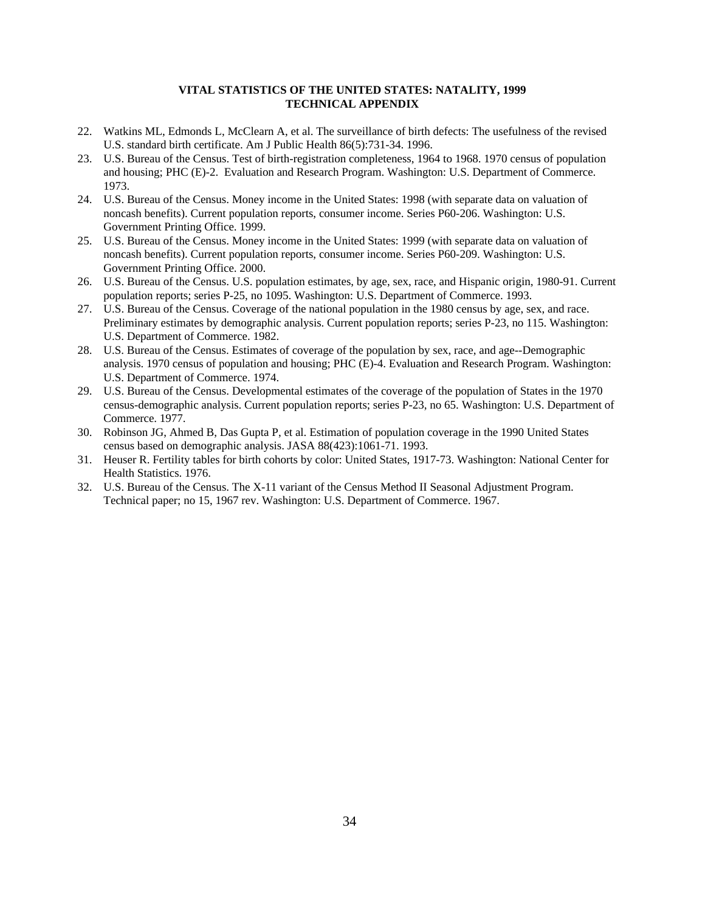22. Watkins ML, Edmonds L, McClearn A, et al. The surveillance of birth defects: The usefulness of the revised U.S. standard birth certificate. Am J Public Health 86(5):731-34. 1996.
23. U.S. Bureau of the Census. Test of birth-registration completeness, 1964 to 1968. 1970 census of population and housing; PHC (E)-2. Evaluation and Research Program. Washington: U.S. Department of Commerce. 1973.
24. U.S. Bureau of the Census. Money income in the United States: 1998 (with separate data on valuation of noncash benefits). Current population reports, consumer income. Series P60-206. Washington: U.S. Government Printing Office. 1999.
25. U.S. Bureau of the Census. Money income in the United States: 1999 (with separate data on valuation of noncash benefits). Current population reports, consumer income. Series P60-209. Washington: U.S. Government Printing Office. 2000.
26. U.S. Bureau of the Census. U.S. population estimates, by age, sex, race, and Hispanic origin, 1980-91. Current population reports; series P-25, no 1095. Washington: U.S. Department of Commerce. 1993.
27. U.S. Bureau of the Census. Coverage of the national population in the 1980 census by age, sex, and race. Preliminary estimates by demographic analysis. Current population reports; series P-23, no 115. Washington: U.S. Department of Commerce. 1982.
28. U.S. Bureau of the Census. Estimates of coverage of the population by sex, race, and age--Demographic analysis. 1970 census of population and housing; PHC (E)-4. Evaluation and Research Program. Washington: U.S. Department of Commerce. 1974.
29. U.S. Bureau of the Census. Developmental estimates of the coverage of the population of States in the 1970 census-demographic analysis. Current population reports; series P-23, no 65. Washington: U.S. Department of Commerce. 1977.
30. Robinson JG, Ahmed B, Das Gupta P, et al. Estimation of population coverage in the 1990 United States census based on demographic analysis. JASA 88(423):1061-71. 1993.
31. Heuser R. Fertility tables for birth cohorts by color: United States, 1917-73. Washington: National Center for Health Statistics. 1976.
32. U.S. Bureau of the Census. The X-11 variant of the Census Method II Seasonal Adjustment Program. Technical paper; no 15, 1967 rev. Washington: U.S. Department of Commerce. 1967.